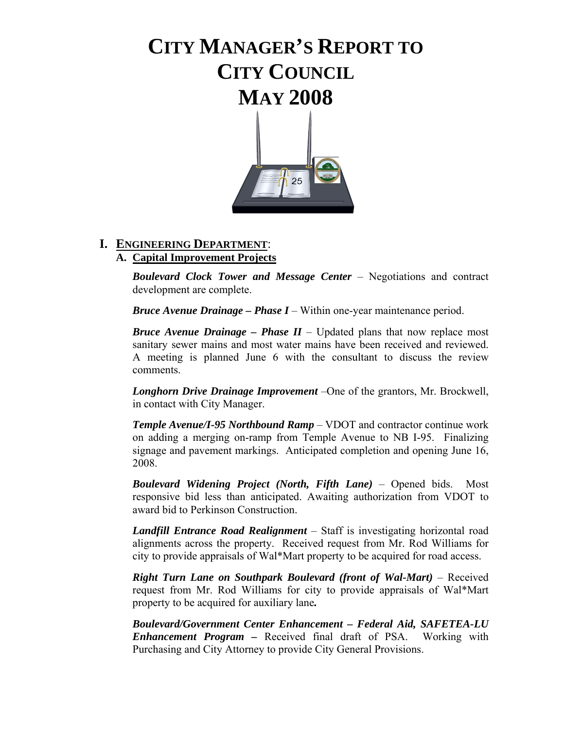# CITY MANAGER'S REPORT TO CITY COUNCIL MAY 2008

## I. ENGINEERING DEPARTMENT:

### A. Capital Improvement Projects

***Boulevard Clock Tower and Message Center*** – Negotiations and contract development are complete.

***Bruce Avenue Drainage – Phase I*** – Within one-year maintenance period.

***Bruce Avenue Drainage – Phase II*** – Updated plans that now replace most sanitary sewer mains and most water mains have been received and reviewed. A meeting is planned June 6 with the consultant to discuss the review comments.

***Longhorn Drive Drainage Improvement*** –One of the grantors, Mr. Brockwell, in contact with City Manager.

***Temple Avenue/I-95 Northbound Ramp*** – VDOT and contractor continue work on adding a merging on-ramp from Temple Avenue to NB I-95. Finalizing signage and pavement markings. Anticipated completion and opening June 16, 2008.

***Boulevard Widening Project (North, Fifth Lane)*** – Opened bids. Most responsive bid less than anticipated. Awaiting authorization from VDOT to award bid to Perkinson Construction.

***Landfill Entrance Road Realignment*** – Staff is investigating horizontal road alignments across the property. Received request from Mr. Rod Williams for city to provide appraisals of Wal*Mart property to be acquired for road access.

***Right Turn Lane on Southpark Boulevard (front of Wal-Mart)*** – Received request from Mr. Rod Williams for city to provide appraisals of Wal*Mart property to be acquired for auxiliary lane**.**

***Boulevard/Government Center Enhancement – Federal Aid, SAFETEA-LU Enhancement Program –*** Received final draft of PSA. Working with Purchasing and City Attorney to provide City General Provisions.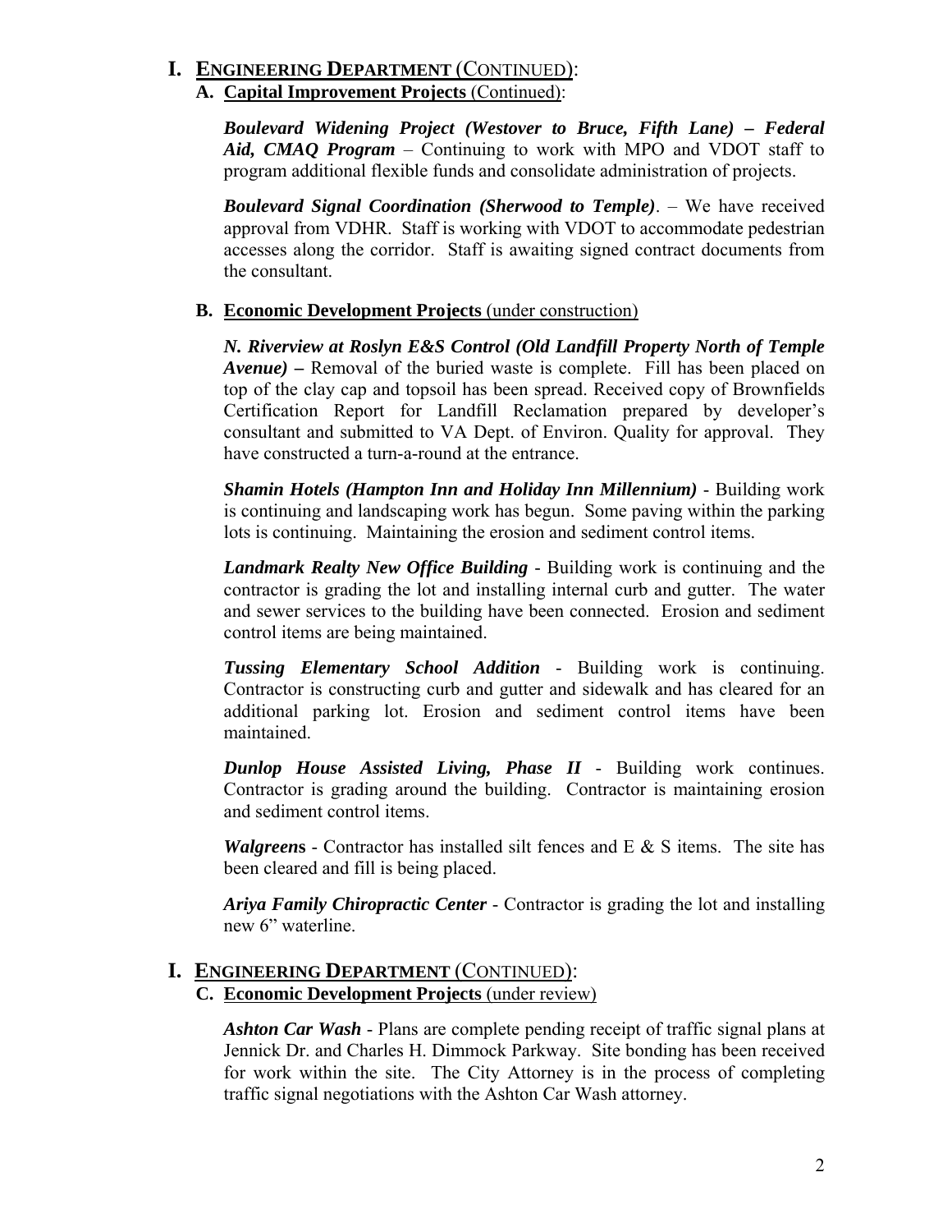# I. ENGINEERING DEPARTMENT (CONTINUED):

## A. Capital Improvement Projects (Continued):

***Boulevard Widening Project (Westover to Bruce, Fifth Lane) – Federal Aid, CMAQ Program*** – Continuing to work with MPO and VDOT staff to program additional flexible funds and consolidate administration of projects.

***Boulevard Signal Coordination (Sherwood to Temple)***. – We have received approval from VDHR. Staff is working with VDOT to accommodate pedestrian accesses along the corridor. Staff is awaiting signed contract documents from the consultant.

## B. Economic Development Projects (under construction)

***N. Riverview at Roslyn E&S Control (Old Landfill Property North of Temple Avenue) –*** Removal of the buried waste is complete. Fill has been placed on top of the clay cap and topsoil has been spread. Received copy of Brownfields Certification Report for Landfill Reclamation prepared by developer's consultant and submitted to VA Dept. of Environ. Quality for approval. They have constructed a turn-a-round at the entrance.

***Shamin Hotels (Hampton Inn and Holiday Inn Millennium)*** - Building work is continuing and landscaping work has begun. Some paving within the parking lots is continuing. Maintaining the erosion and sediment control items.

***Landmark Realty New Office Building*** - Building work is continuing and the contractor is grading the lot and installing internal curb and gutter. The water and sewer services to the building have been connected. Erosion and sediment control items are being maintained.

***Tussing Elementary School Addition*** - Building work is continuing. Contractor is constructing curb and gutter and sidewalk and has cleared for an additional parking lot. Erosion and sediment control items have been maintained.

***Dunlop House Assisted Living, Phase II*** - Building work continues. Contractor is grading around the building. Contractor is maintaining erosion and sediment control items.

***Walgreens*** - Contractor has installed silt fences and E & S items. The site has been cleared and fill is being placed.

***Ariya Family Chiropractic Center*** - Contractor is grading the lot and installing new 6" waterline.

# I. ENGINEERING DEPARTMENT (CONTINUED):

## C. Economic Development Projects (under review)

***Ashton Car Wash*** - Plans are complete pending receipt of traffic signal plans at Jennick Dr. and Charles H. Dimmock Parkway. Site bonding has been received for work within the site. The City Attorney is in the process of completing traffic signal negotiations with the Ashton Car Wash attorney.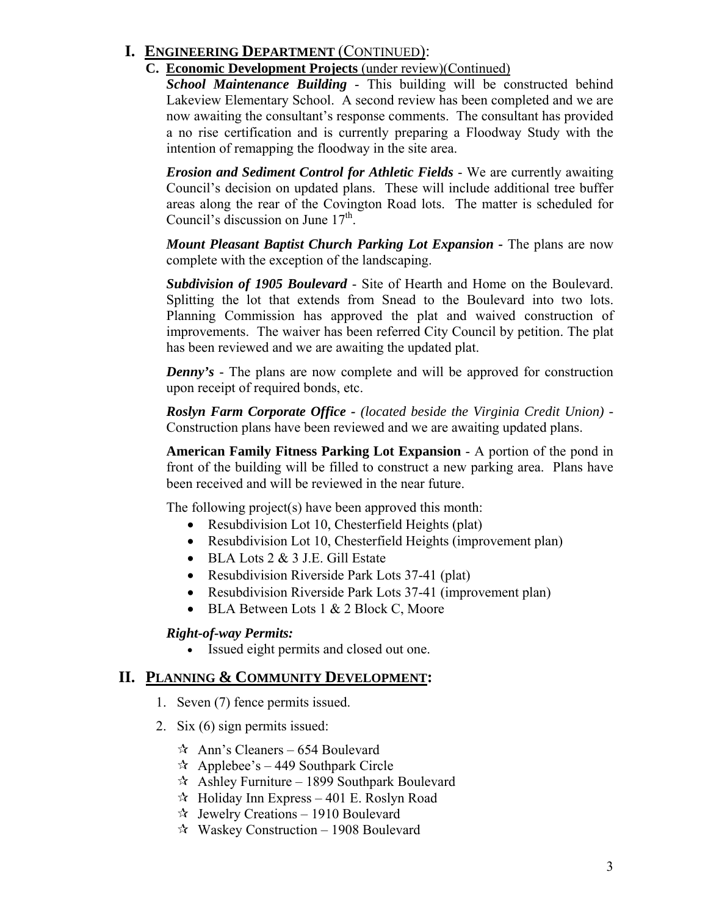# I. ENGINEERING DEPARTMENT (CONTINUED):

## C. Economic Development Projects (under review)(Continued)

***School Maintenance Building*** - This building will be constructed behind Lakeview Elementary School. A second review has been completed and we are now awaiting the consultant's response comments. The consultant has provided a no rise certification and is currently preparing a Floodway Study with the intention of remapping the floodway in the site area.

***Erosion and Sediment Control for Athletic Fields*** - We are currently awaiting Council's decision on updated plans. These will include additional tree buffer areas along the rear of the Covington Road lots. The matter is scheduled for Council's discussion on June 17th.

***Mount Pleasant Baptist Church Parking Lot Expansion*** **-** The plans are now complete with the exception of the landscaping.

***Subdivision of 1905 Boulevard*** - Site of Hearth and Home on the Boulevard. Splitting the lot that extends from Snead to the Boulevard into two lots. Planning Commission has approved the plat and waived construction of improvements. The waiver has been referred City Council by petition. The plat has been reviewed and we are awaiting the updated plat.

***Denny's*** - The plans are now complete and will be approved for construction upon receipt of required bonds, etc.

***Roslyn Farm Corporate Office*** **-** *(located beside the Virginia Credit Union)* - Construction plans have been reviewed and we are awaiting updated plans.

**American Family Fitness Parking Lot Expansion** - A portion of the pond in front of the building will be filled to construct a new parking area. Plans have been received and will be reviewed in the near future.

The following project(s) have been approved this month:

- Resubdivision Lot 10, Chesterfield Heights (plat)
- Resubdivision Lot 10, Chesterfield Heights (improvement plan)
- BLA Lots 2 & 3 J.E. Gill Estate
- Resubdivision Riverside Park Lots 37-41 (plat)
- Resubdivision Riverside Park Lots 37-41 (improvement plan)
- BLA Between Lots 1 & 2 Block C, Moore

***Right-of-way Permits:***

- Issued eight permits and closed out one.

# II. PLANNING & COMMUNITY DEVELOPMENT:

1. Seven (7) fence permits issued.
2. Six (6) sign permits issued:
   - ✰ Ann's Cleaners – 654 Boulevard
   - ✰ Applebee's – 449 Southpark Circle
   - ✰ Ashley Furniture – 1899 Southpark Boulevard
   - ✰ Holiday Inn Express – 401 E. Roslyn Road
   - ✰ Jewelry Creations – 1910 Boulevard
   - ✰ Waskey Construction – 1908 Boulevard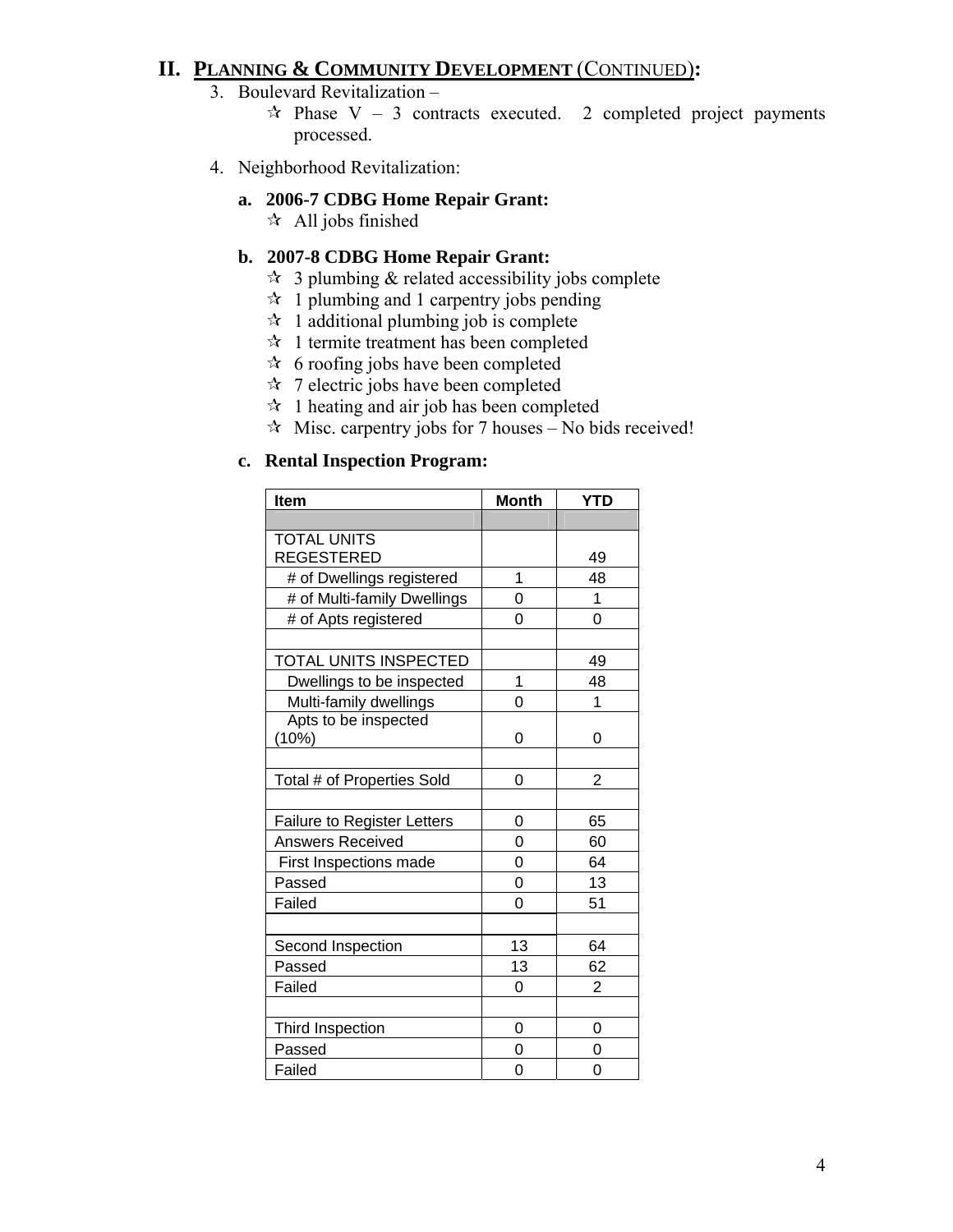## II. PLANNING & COMMUNITY DEVELOPMENT (CONTINUED):

3. Boulevard Revitalization –
   - ☆ Phase V – 3 contracts executed. 2 completed project payments processed.

4. Neighborhood Revitalization:

   **a. 2006-7 CDBG Home Repair Grant:**
   - ☆ All jobs finished

   **b. 2007-8 CDBG Home Repair Grant:**
   - ☆ 3 plumbing & related accessibility jobs complete
   - ☆ 1 plumbing and 1 carpentry jobs pending
   - ☆ 1 additional plumbing job is complete
   - ☆ 1 termite treatment has been completed
   - ☆ 6 roofing jobs have been completed
   - ☆ 7 electric jobs have been completed
   - ☆ 1 heating and air job has been completed
   - ☆ Misc. carpentry jobs for 7 houses – No bids received!

   **c. Rental Inspection Program:**

| Item | Month | YTD |
|---|---|---|
| | | |
| TOTAL UNITS REGESTERED | | 49 |
| # of Dwellings registered | 1 | 48 |
| # of Multi-family Dwellings | 0 | 1 |
| # of Apts registered | 0 | 0 |
| | | |
| TOTAL UNITS INSPECTED | | 49 |
| Dwellings to be inspected | 1 | 48 |
| Multi-family dwellings | 0 | 1 |
| Apts to be inspected (10%) | 0 | 0 |
| | | |
| Total # of Properties Sold | 0 | 2 |
| | | |
| Failure to Register Letters | 0 | 65 |
| Answers Received | 0 | 60 |
| First Inspections made | 0 | 64 |
| Passed | 0 | 13 |
| Failed | 0 | 51 |
| | | |
| Second Inspection | 13 | 64 |
| Passed | 13 | 62 |
| Failed | 0 | 2 |
| | | |
| Third Inspection | 0 | 0 |
| Passed | 0 | 0 |
| Failed | 0 | 0 |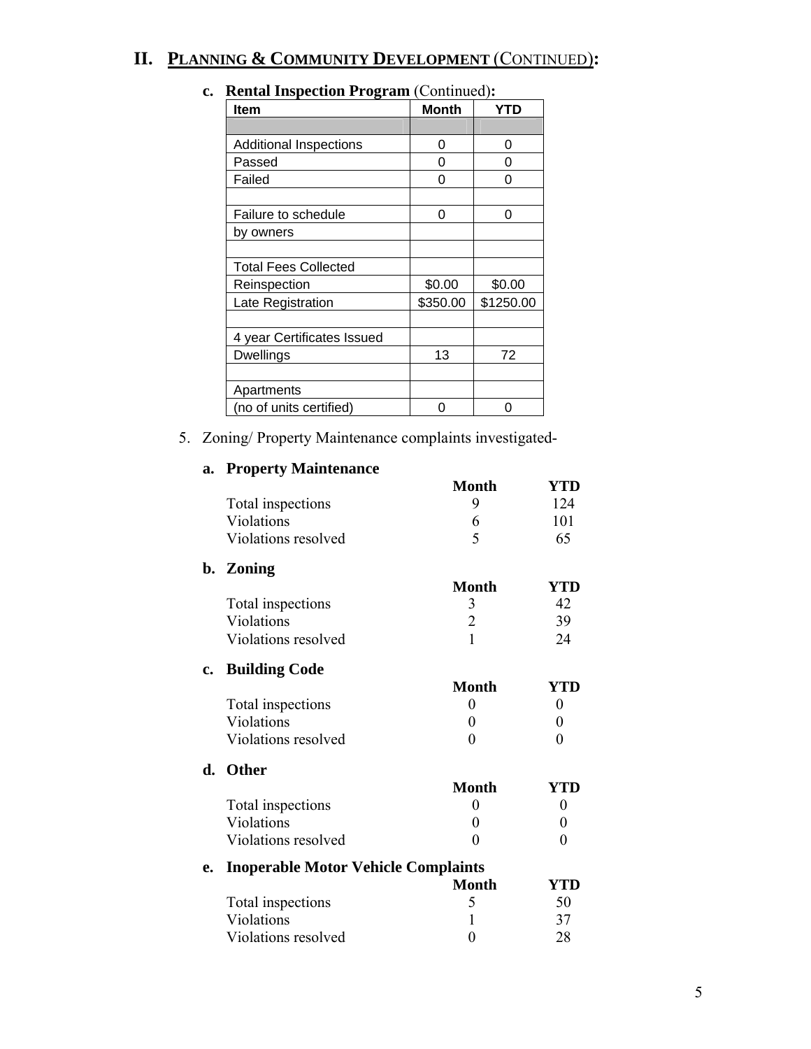## II. PLANNING & COMMUNITY DEVELOPMENT (CONTINUED):

### c. Rental Inspection Program (Continued):

| Item | Month | YTD |
|---|---|---|
| | | |
| Additional Inspections | 0 | 0 |
| Passed | 0 | 0 |
| Failed | 0 | 0 |
| | | |
| Failure to schedule | 0 | 0 |
| by owners | | |
| | | |
| Total Fees Collected | | |
| Reinspection | $0.00 | $0.00 |
| Late Registration | $350.00 | $1250.00 |
| | | |
| 4 year Certificates Issued | | |
| Dwellings | 13 | 72 |
| | | |
| Apartments | | |
| (no of units certified) | 0 | 0 |

5. Zoning/ Property Maintenance complaints investigated-

### a. Property Maintenance

| | Month | YTD |
|---|---|---|
| Total inspections | 9 | 124 |
| Violations | 6 | 101 |
| Violations resolved | 5 | 65 |

### b. Zoning

| | Month | YTD |
|---|---|---|
| Total inspections | 3 | 42 |
| Violations | 2 | 39 |
| Violations resolved | 1 | 24 |

### c. Building Code

| | Month | YTD |
|---|---|---|
| Total inspections | 0 | 0 |
| Violations | 0 | 0 |
| Violations resolved | 0 | 0 |

### d. Other

| | Month | YTD |
|---|---|---|
| Total inspections | 0 | 0 |
| Violations | 0 | 0 |
| Violations resolved | 0 | 0 |

### e. Inoperable Motor Vehicle Complaints

| | Month | YTD |
|---|---|---|
| Total inspections | 5 | 50 |
| Violations | 1 | 37 |
| Violations resolved | 0 | 28 |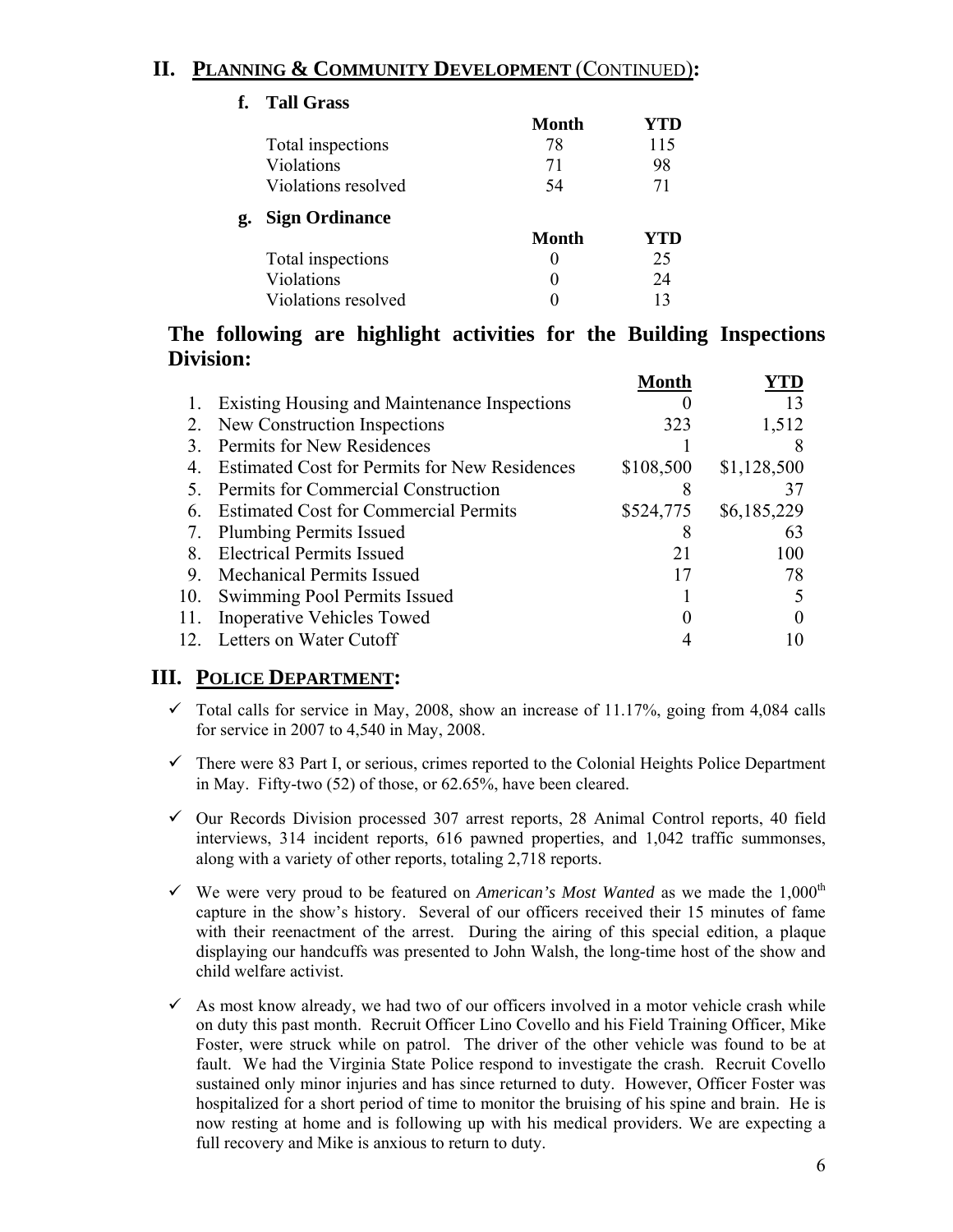## II. PLANNING & COMMUNITY DEVELOPMENT (CONTINUED):

### f. Tall Grass

| | Month | YTD |
|---|---|---|
| Total inspections | 78 | 115 |
| Violations | 71 | 98 |
| Violations resolved | 54 | 71 |

### g. Sign Ordinance

| | Month | YTD |
|---|---|---|
| Total inspections | 0 | 25 |
| Violations | 0 | 24 |
| Violations resolved | 0 | 13 |

### The following are highlight activities for the Building Inspections Division:

| | | Month | YTD |
|---|---|---|---|
| 1. | Existing Housing and Maintenance Inspections | 0 | 13 |
| 2. | New Construction Inspections | 323 | 1,512 |
| 3. | Permits for New Residences | 1 | 8 |
| 4. | Estimated Cost for Permits for New Residences | $108,500 | $1,128,500 |
| 5. | Permits for Commercial Construction | 8 | 37 |
| 6. | Estimated Cost for Commercial Permits | $524,775 | $6,185,229 |
| 7. | Plumbing Permits Issued | 8 | 63 |
| 8. | Electrical Permits Issued | 21 | 100 |
| 9. | Mechanical Permits Issued | 17 | 78 |
| 10. | Swimming Pool Permits Issued | 1 | 5 |
| 11. | Inoperative Vehicles Towed | 0 | 0 |
| 12. | Letters on Water Cutoff | 4 | 10 |

## III. POLICE DEPARTMENT:

- ✓ Total calls for service in May, 2008, show an increase of 11.17%, going from 4,084 calls for service in 2007 to 4,540 in May, 2008.
- ✓ There were 83 Part I, or serious, crimes reported to the Colonial Heights Police Department in May. Fifty-two (52) of those, or 62.65%, have been cleared.
- ✓ Our Records Division processed 307 arrest reports, 28 Animal Control reports, 40 field interviews, 314 incident reports, 616 pawned properties, and 1,042 traffic summonses, along with a variety of other reports, totaling 2,718 reports.
- ✓ We were very proud to be featured on *American's Most Wanted* as we made the 1,000th capture in the show's history. Several of our officers received their 15 minutes of fame with their reenactment of the arrest. During the airing of this special edition, a plaque displaying our handcuffs was presented to John Walsh, the long-time host of the show and child welfare activist.
- ✓ As most know already, we had two of our officers involved in a motor vehicle crash while on duty this past month. Recruit Officer Lino Covello and his Field Training Officer, Mike Foster, were struck while on patrol. The driver of the other vehicle was found to be at fault. We had the Virginia State Police respond to investigate the crash. Recruit Covello sustained only minor injuries and has since returned to duty. However, Officer Foster was hospitalized for a short period of time to monitor the bruising of his spine and brain. He is now resting at home and is following up with his medical providers. We are expecting a full recovery and Mike is anxious to return to duty.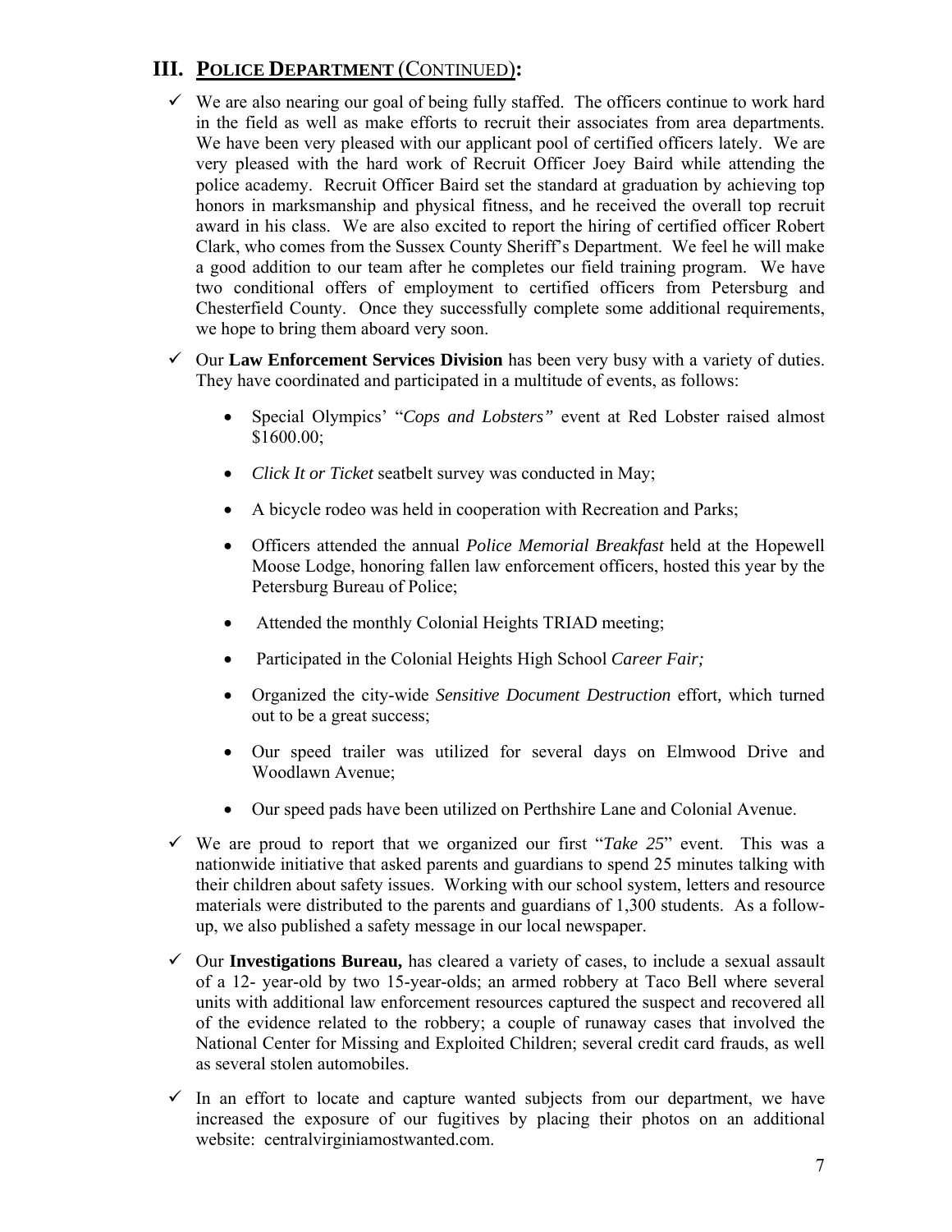## III. Police Department (Continued):

- ✓ We are also nearing our goal of being fully staffed. The officers continue to work hard in the field as well as make efforts to recruit their associates from area departments. We have been very pleased with our applicant pool of certified officers lately. We are very pleased with the hard work of Recruit Officer Joey Baird while attending the police academy. Recruit Officer Baird set the standard at graduation by achieving top honors in marksmanship and physical fitness, and he received the overall top recruit award in his class. We are also excited to report the hiring of certified officer Robert Clark, who comes from the Sussex County Sheriff's Department. We feel he will make a good addition to our team after he completes our field training program. We have two conditional offers of employment to certified officers from Petersburg and Chesterfield County. Once they successfully complete some additional requirements, we hope to bring them aboard very soon.

- ✓ Our **Law Enforcement Services Division** has been very busy with a variety of duties. They have coordinated and participated in a multitude of events, as follows:

  - Special Olympics' "*Cops and Lobsters"* event at Red Lobster raised almost $1600.00;
  - *Click It or Ticket* seatbelt survey was conducted in May;
  - A bicycle rodeo was held in cooperation with Recreation and Parks;
  - Officers attended the annual *Police Memorial Breakfast* held at the Hopewell Moose Lodge, honoring fallen law enforcement officers, hosted this year by the Petersburg Bureau of Police;
  - Attended the monthly Colonial Heights TRIAD meeting;
  - Participated in the Colonial Heights High School *Career Fair;*
  - Organized the city-wide *Sensitive Document Destruction* effort*,* which turned out to be a great success;
  - Our speed trailer was utilized for several days on Elmwood Drive and Woodlawn Avenue;
  - Our speed pads have been utilized on Perthshire Lane and Colonial Avenue.

- ✓ We are proud to report that we organized our first "*Take 25*" event. This was a nationwide initiative that asked parents and guardians to spend 25 minutes talking with their children about safety issues. Working with our school system, letters and resource materials were distributed to the parents and guardians of 1,300 students. As a follow-up, we also published a safety message in our local newspaper.

- ✓ Our **Investigations Bureau,** has cleared a variety of cases, to include a sexual assault of a 12- year-old by two 15-year-olds; an armed robbery at Taco Bell where several units with additional law enforcement resources captured the suspect and recovered all of the evidence related to the robbery; a couple of runaway cases that involved the National Center for Missing and Exploited Children; several credit card frauds, as well as several stolen automobiles.

- ✓ In an effort to locate and capture wanted subjects from our department, we have increased the exposure of our fugitives by placing their photos on an additional website: centralvirginiamostwanted.com.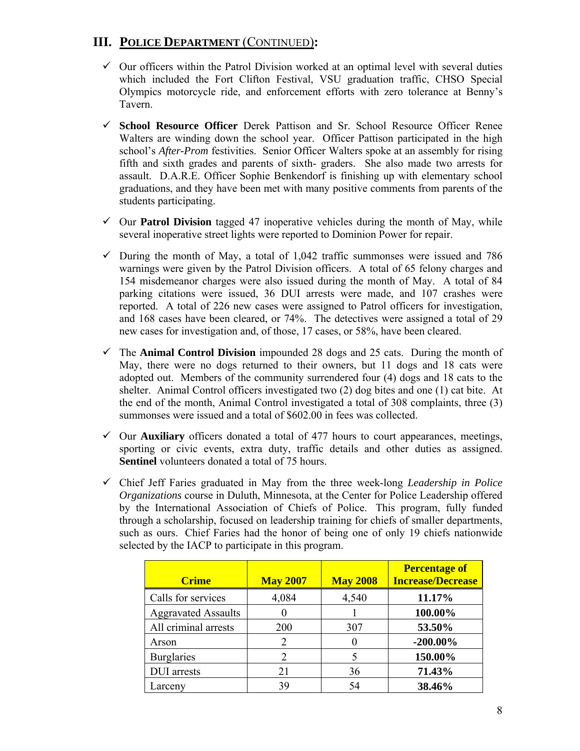## III. POLICE DEPARTMENT (CONTINUED):

- ✓ Our officers within the Patrol Division worked at an optimal level with several duties which included the Fort Clifton Festival, VSU graduation traffic, CHSO Special Olympics motorcycle ride, and enforcement efforts with zero tolerance at Benny's Tavern.

- ✓ **School Resource Officer** Derek Pattison and Sr. School Resource Officer Renee Walters are winding down the school year. Officer Pattison participated in the high school's *After-Prom* festivities. Senior Officer Walters spoke at an assembly for rising fifth and sixth grades and parents of sixth- graders. She also made two arrests for assault. D.A.R.E. Officer Sophie Benkendorf is finishing up with elementary school graduations, and they have been met with many positive comments from parents of the students participating.

- ✓ Our **Patrol Division** tagged 47 inoperative vehicles during the month of May, while several inoperative street lights were reported to Dominion Power for repair.

- ✓ During the month of May, a total of 1,042 traffic summonses were issued and 786 warnings were given by the Patrol Division officers. A total of 65 felony charges and 154 misdemeanor charges were also issued during the month of May. A total of 84 parking citations were issued, 36 DUI arrests were made, and 107 crashes were reported. A total of 226 new cases were assigned to Patrol officers for investigation, and 168 cases have been cleared, or 74%. The detectives were assigned a total of 29 new cases for investigation and, of those, 17 cases, or 58%, have been cleared.

- ✓ The **Animal Control Division** impounded 28 dogs and 25 cats. During the month of May, there were no dogs returned to their owners, but 11 dogs and 18 cats were adopted out. Members of the community surrendered four (4) dogs and 18 cats to the shelter. Animal Control officers investigated two (2) dog bites and one (1) cat bite. At the end of the month, Animal Control investigated a total of 308 complaints, three (3) summonses were issued and a total of $602.00 in fees was collected.

- ✓ Our **Auxiliary** officers donated a total of 477 hours to court appearances, meetings, sporting or civic events, extra duty, traffic details and other duties as assigned. **Sentinel** volunteers donated a total of 75 hours.

- ✓ Chief Jeff Faries graduated in May from the three week-long *Leadership in Police Organizations* course in Duluth, Minnesota, at the Center for Police Leadership offered by the International Association of Chiefs of Police. This program, fully funded through a scholarship, focused on leadership training for chiefs of smaller departments, such as ours. Chief Faries had the honor of being one of only 19 chiefs nationwide selected by the IACP to participate in this program.

| Crime | May 2007 | May 2008 | Percentage of Increase/Decrease |
|---|---|---|---|
| Calls for services | 4,084 | 4,540 | **11.17%** |
| Aggravated Assaults | 0 | 1 | **100.00%** |
| All criminal arrests | 200 | 307 | **53.50%** |
| Arson | 2 | 0 | **-200.00%** |
| Burglaries | 2 | 5 | **150.00%** |
| DUI arrests | 21 | 36 | **71.43%** |
| Larceny | 39 | 54 | **38.46%** |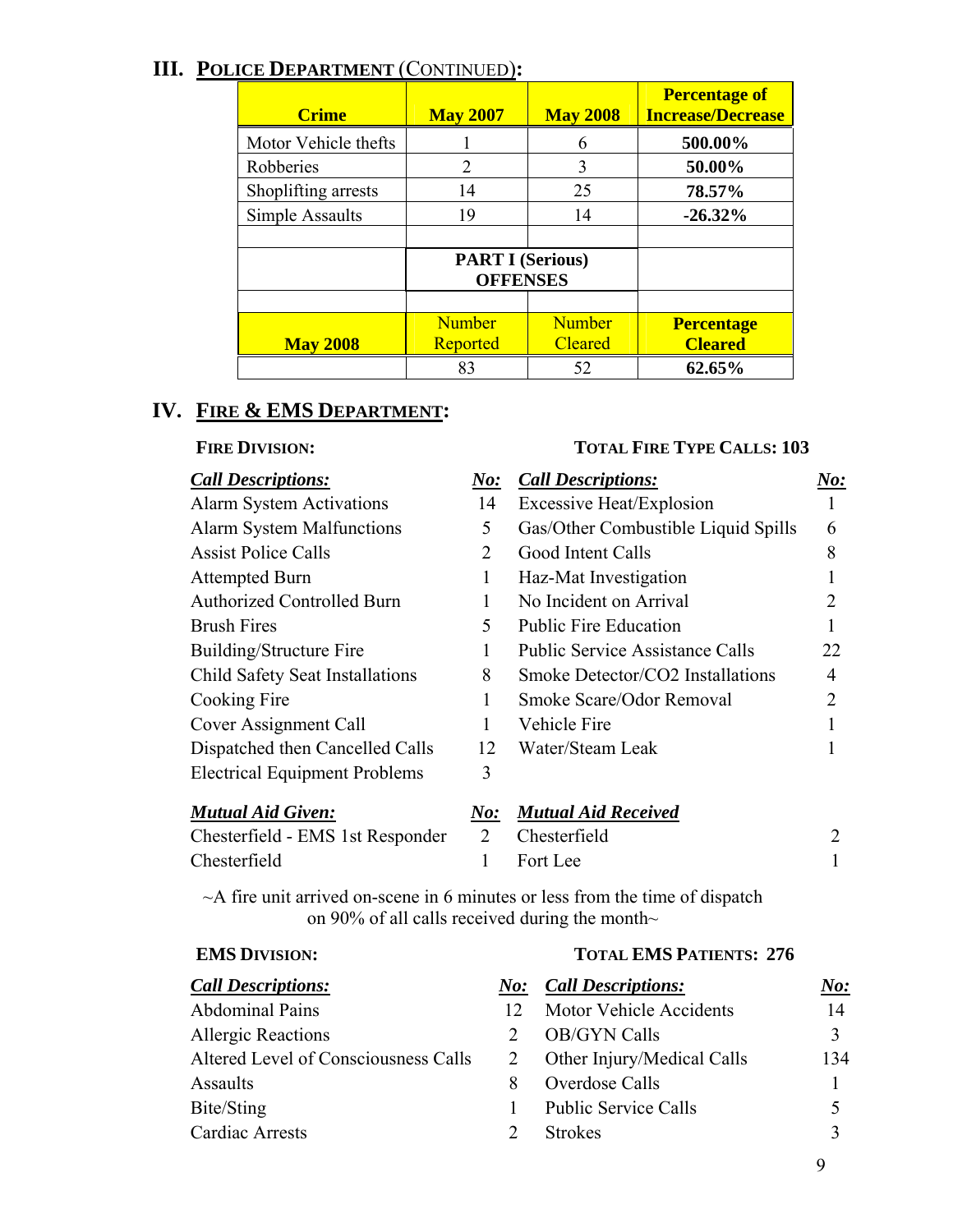## III. POLICE DEPARTMENT (CONTINUED):

| Crime | May 2007 | May 2008 | Percentage of Increase/Decrease |
|---|---|---|---|
| Motor Vehicle thefts | 1 | 6 | **500.00%** |
| Robberies | 2 | 3 | **50.00%** |
| Shoplifting arrests | 14 | 25 | **78.57%** |
| Simple Assaults | 19 | 14 | **-26.32%** |

| | PART I (Serious) OFFENSES | | |
|---|---|---|---|
| **May 2008** | Number Reported | Number Cleared | **Percentage Cleared** |
| | 83 | 52 | **62.65%** |

## IV. FIRE & EMS DEPARTMENT:

### FIRE DIVISION:

**TOTAL FIRE TYPE CALLS: 103**

| *Call Descriptions:* | *No:* |
|---|---|
| Alarm System Activations | 14 |
| Alarm System Malfunctions | 5 |
| Assist Police Calls | 2 |
| Attempted Burn | 1 |
| Authorized Controlled Burn | 1 |
| Brush Fires | 5 |
| Building/Structure Fire | 1 |
| Child Safety Seat Installations | 8 |
| Cooking Fire | 1 |
| Cover Assignment Call | 1 |
| Dispatched then Cancelled Calls | 12 |
| Electrical Equipment Problems | 3 |
| Excessive Heat/Explosion | 1 |
| Gas/Other Combustible Liquid Spills | 6 |
| Good Intent Calls | 8 |
| Haz-Mat Investigation | 1 |
| No Incident on Arrival | 2 |
| Public Fire Education | 1 |
| Public Service Assistance Calls | 22 |
| Smoke Detector/CO2 Installations | 4 |
| Smoke Scare/Odor Removal | 2 |
| Vehicle Fire | 1 |
| Water/Steam Leak | 1 |

| *Mutual Aid Given:* | *No:* |
|---|---|
| Chesterfield - EMS 1st Responder | 2 |
| Chesterfield | 1 |

| *Mutual Aid Received* | |
|---|---|
| Chesterfield | 2 |
| Fort Lee | 1 |

~A fire unit arrived on-scene in 6 minutes or less from the time of dispatch on 90% of all calls received during the month~

### EMS DIVISION:

**TOTAL EMS PATIENTS: 276**

| *Call Descriptions:* | *No:* |
|---|---|
| Abdominal Pains | 12 |
| Allergic Reactions | 2 |
| Altered Level of Consciousness Calls | 2 |
| Assaults | 8 |
| Bite/Sting | 1 |
| Cardiac Arrests | 2 |
| Motor Vehicle Accidents | 14 |
| OB/GYN Calls | 3 |
| Other Injury/Medical Calls | 134 |
| Overdose Calls | 1 |
| Public Service Calls | 5 |
| Strokes | 3 |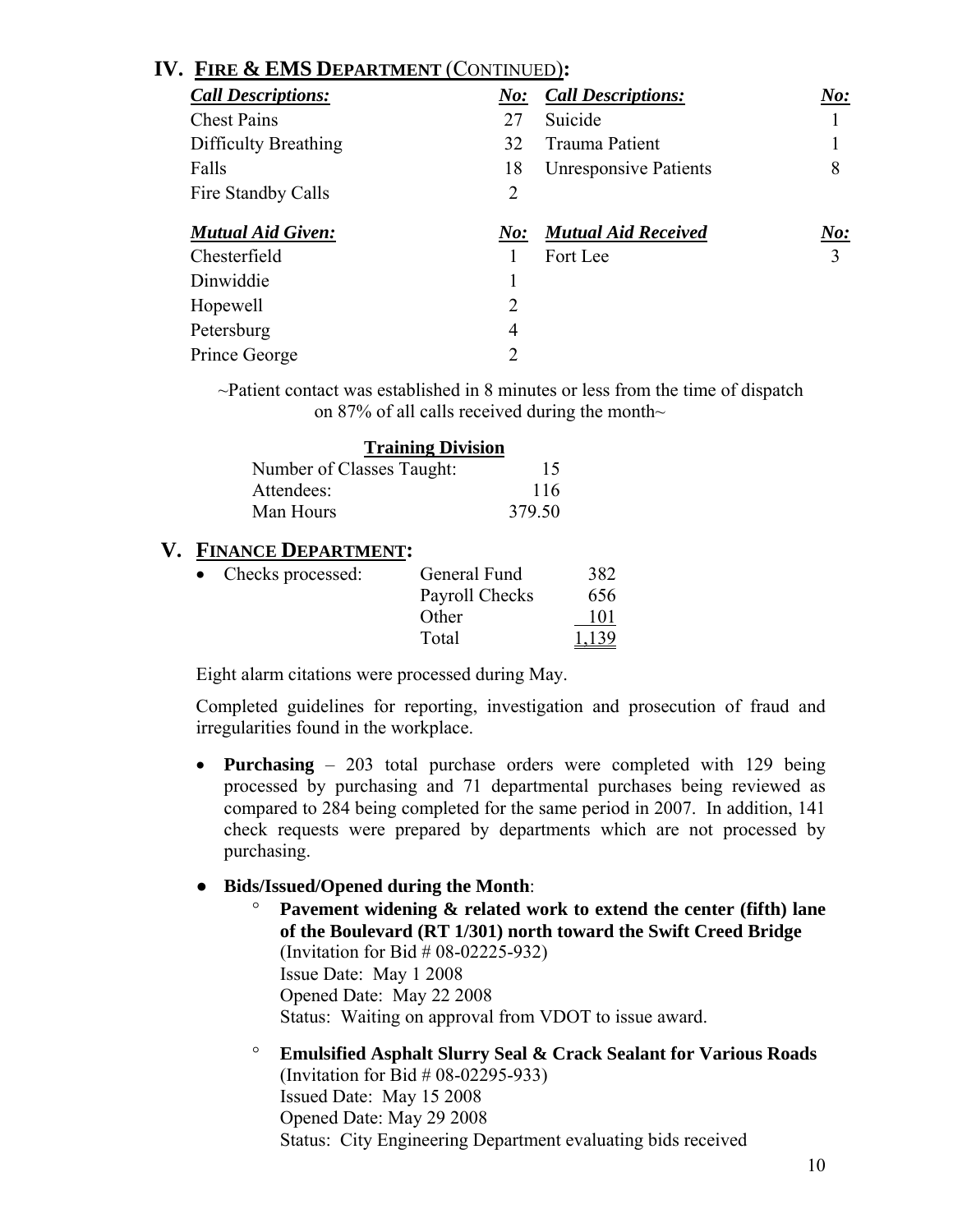## IV. FIRE & EMS DEPARTMENT (CONTINUED):

| *Call Descriptions:* | *No:* | *Call Descriptions:* | *No:* |
|---|---|---|---|
| Chest Pains | 27 | Suicide | 1 |
| Difficulty Breathing | 32 | Trauma Patient | 1 |
| Falls | 18 | Unresponsive Patients | 8 |
| Fire Standby Calls | 2 | | |

| *Mutual Aid Given:* | *No:* | *Mutual Aid Received* | *No:* |
|---|---|---|---|
| Chesterfield | 1 | Fort Lee | 3 |
| Dinwiddie | 1 | | |
| Hopewell | 2 | | |
| Petersburg | 4 | | |
| Prince George | 2 | | |

~Patient contact was established in 8 minutes or less from the time of dispatch on 87% of all calls received during the month~

**Training Division**

| | |
|---|---|
| Number of Classes Taught: | 15 |
| Attendees: | 116 |
| Man Hours | 379.50 |

## V. FINANCE DEPARTMENT:

- Checks processed:

| | | |
|---|---|---|
| Checks processed: | General Fund | 382 |
| | Payroll Checks | 656 |
| | Other | 101 |
| | Total | 1,139 |

Eight alarm citations were processed during May.

Completed guidelines for reporting, investigation and prosecution of fraud and irregularities found in the workplace.

- **Purchasing** – 203 total purchase orders were completed with 129 being processed by purchasing and 71 departmental purchases being reviewed as compared to 284 being completed for the same period in 2007. In addition, 141 check requests were prepared by departments which are not processed by purchasing.

- **Bids/Issued/Opened during the Month**:
  - **Pavement widening & related work to extend the center (fifth) lane of the Boulevard (RT 1/301) north toward the Swift Creed Bridge**
    (Invitation for Bid # 08-02225-932)
    Issue Date: May 1 2008
    Opened Date: May 22 2008
    Status: Waiting on approval from VDOT to issue award.
  - **Emulsified Asphalt Slurry Seal & Crack Sealant for Various Roads**
    (Invitation for Bid # 08-02295-933)
    Issued Date: May 15 2008
    Opened Date: May 29 2008
    Status: City Engineering Department evaluating bids received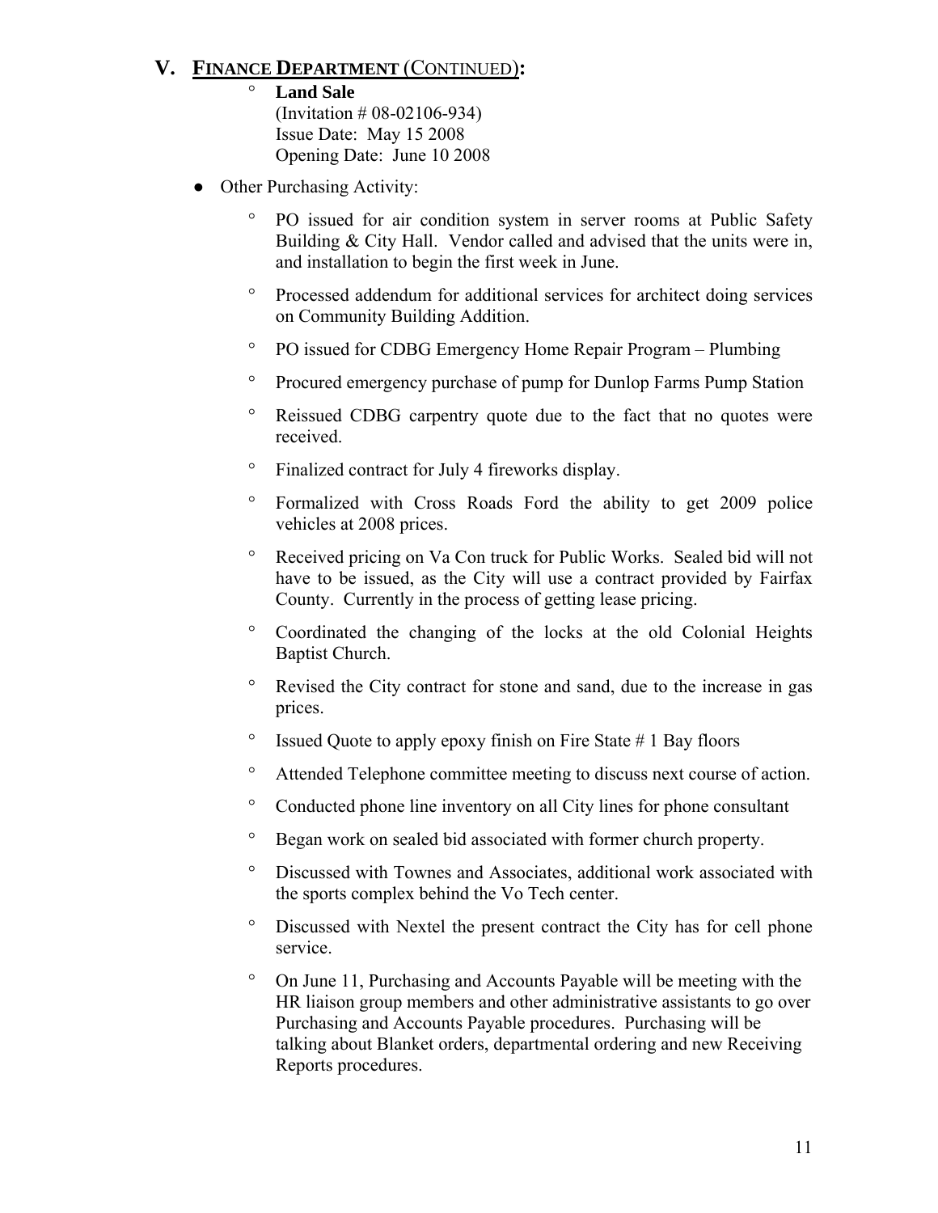## V. FINANCE DEPARTMENT (CONTINUED):

- **Land Sale**
  (Invitation # 08-02106-934)
  Issue Date: May 15 2008
  Opening Date: June 10 2008

- Other Purchasing Activity:

  - PO issued for air condition system in server rooms at Public Safety Building & City Hall. Vendor called and advised that the units were in, and installation to begin the first week in June.
  - Processed addendum for additional services for architect doing services on Community Building Addition.
  - PO issued for CDBG Emergency Home Repair Program – Plumbing
  - Procured emergency purchase of pump for Dunlop Farms Pump Station
  - Reissued CDBG carpentry quote due to the fact that no quotes were received.
  - Finalized contract for July 4 fireworks display.
  - Formalized with Cross Roads Ford the ability to get 2009 police vehicles at 2008 prices.
  - Received pricing on Va Con truck for Public Works. Sealed bid will not have to be issued, as the City will use a contract provided by Fairfax County. Currently in the process of getting lease pricing.
  - Coordinated the changing of the locks at the old Colonial Heights Baptist Church.
  - Revised the City contract for stone and sand, due to the increase in gas prices.
  - Issued Quote to apply epoxy finish on Fire State # 1 Bay floors
  - Attended Telephone committee meeting to discuss next course of action.
  - Conducted phone line inventory on all City lines for phone consultant
  - Began work on sealed bid associated with former church property.
  - Discussed with Townes and Associates, additional work associated with the sports complex behind the Vo Tech center.
  - Discussed with Nextel the present contract the City has for cell phone service.
  - On June 11, Purchasing and Accounts Payable will be meeting with the HR liaison group members and other administrative assistants to go over Purchasing and Accounts Payable procedures. Purchasing will be talking about Blanket orders, departmental ordering and new Receiving Reports procedures.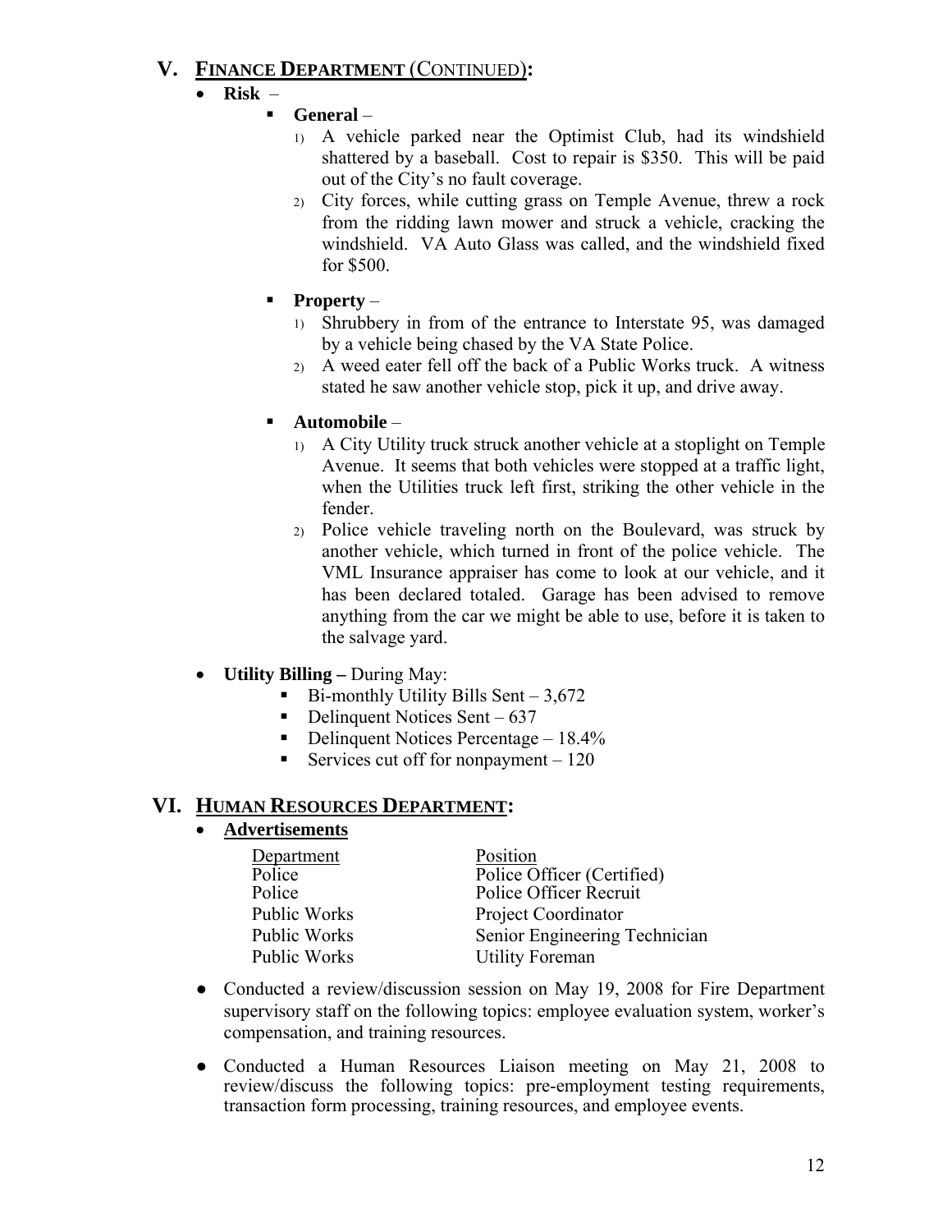## V. **FINANCE DEPARTMENT** (CONTINUED):

- **Risk** –
  - **General** –
    1) A vehicle parked near the Optimist Club, had its windshield shattered by a baseball. Cost to repair is $350. This will be paid out of the City's no fault coverage.
    2) City forces, while cutting grass on Temple Avenue, threw a rock from the ridding lawn mower and struck a vehicle, cracking the windshield. VA Auto Glass was called, and the windshield fixed for $500.
  - **Property** –
    1) Shrubbery in from of the entrance to Interstate 95, was damaged by a vehicle being chased by the VA State Police.
    2) A weed eater fell off the back of a Public Works truck. A witness stated he saw another vehicle stop, pick it up, and drive away.
  - **Automobile** –
    1) A City Utility truck struck another vehicle at a stoplight on Temple Avenue. It seems that both vehicles were stopped at a traffic light, when the Utilities truck left first, striking the other vehicle in the fender.
    2) Police vehicle traveling north on the Boulevard, was struck by another vehicle, which turned in front of the police vehicle. The VML Insurance appraiser has come to look at our vehicle, and it has been declared totaled. Garage has been advised to remove anything from the car we might be able to use, before it is taken to the salvage yard.
- **Utility Billing –** During May:
  - Bi-monthly Utility Bills Sent – 3,672
  - Delinquent Notices Sent – 637
  - Delinquent Notices Percentage – 18.4%
  - Services cut off for nonpayment – 120

## VI. **HUMAN RESOURCES DEPARTMENT**:

- **Advertisements**

| Department | Position |
|---|---|
| Police | Police Officer (Certified) |
| Police | Police Officer Recruit |
| Public Works | Project Coordinator |
| Public Works | Senior Engineering Technician |
| Public Works | Utility Foreman |

- Conducted a review/discussion session on May 19, 2008 for Fire Department supervisory staff on the following topics: employee evaluation system, worker's compensation, and training resources.
- Conducted a Human Resources Liaison meeting on May 21, 2008 to review/discuss the following topics: pre-employment testing requirements, transaction form processing, training resources, and employee events.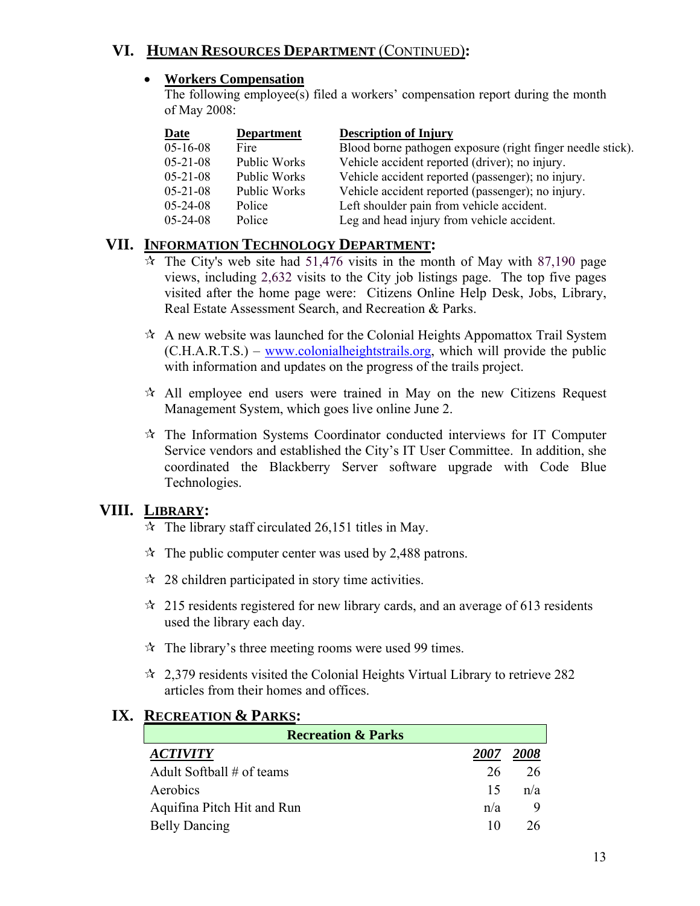## VI. HUMAN RESOURCES DEPARTMENT (CONTINUED):

- **Workers Compensation**
  The following employee(s) filed a workers' compensation report during the month of May 2008:

| Date | Department | Description of Injury |
|---|---|---|
| 05-16-08 | Fire | Blood borne pathogen exposure (right finger needle stick). |
| 05-21-08 | Public Works | Vehicle accident reported (driver); no injury. |
| 05-21-08 | Public Works | Vehicle accident reported (passenger); no injury. |
| 05-21-08 | Public Works | Vehicle accident reported (passenger); no injury. |
| 05-24-08 | Police | Left shoulder pain from vehicle accident. |
| 05-24-08 | Police | Leg and head injury from vehicle accident. |

## VII. INFORMATION TECHNOLOGY DEPARTMENT:

- ☆ The City's web site had 51,476 visits in the month of May with 87,190 page views, including 2,632 visits to the City job listings page. The top five pages visited after the home page were: Citizens Online Help Desk, Jobs, Library, Real Estate Assessment Search, and Recreation & Parks.

- ☆ A new website was launched for the Colonial Heights Appomattox Trail System (C.H.A.R.T.S.) – www.colonialheightstrails.org, which will provide the public with information and updates on the progress of the trails project.

- ☆ All employee end users were trained in May on the new Citizens Request Management System, which goes live online June 2.

- ☆ The Information Systems Coordinator conducted interviews for IT Computer Service vendors and established the City's IT User Committee. In addition, she coordinated the Blackberry Server software upgrade with Code Blue Technologies.

## VIII. LIBRARY:

- ☆ The library staff circulated 26,151 titles in May.

- ☆ The public computer center was used by 2,488 patrons.

- ☆ 28 children participated in story time activities.

- ☆ 215 residents registered for new library cards, and an average of 613 residents used the library each day.

- ☆ The library's three meeting rooms were used 99 times.

- ☆ 2,379 residents visited the Colonial Heights Virtual Library to retrieve 282 articles from their homes and offices.

## IX. RECREATION & PARKS:

| Recreation & Parks | | |
|---|---|---|
| ***ACTIVITY*** | ***2007*** | ***2008*** |
| Adult Softball # of teams | 26 | 26 |
| Aerobics | 15 | n/a |
| Aquifina Pitch Hit and Run | n/a | 9 |
| Belly Dancing | 10 | 26 |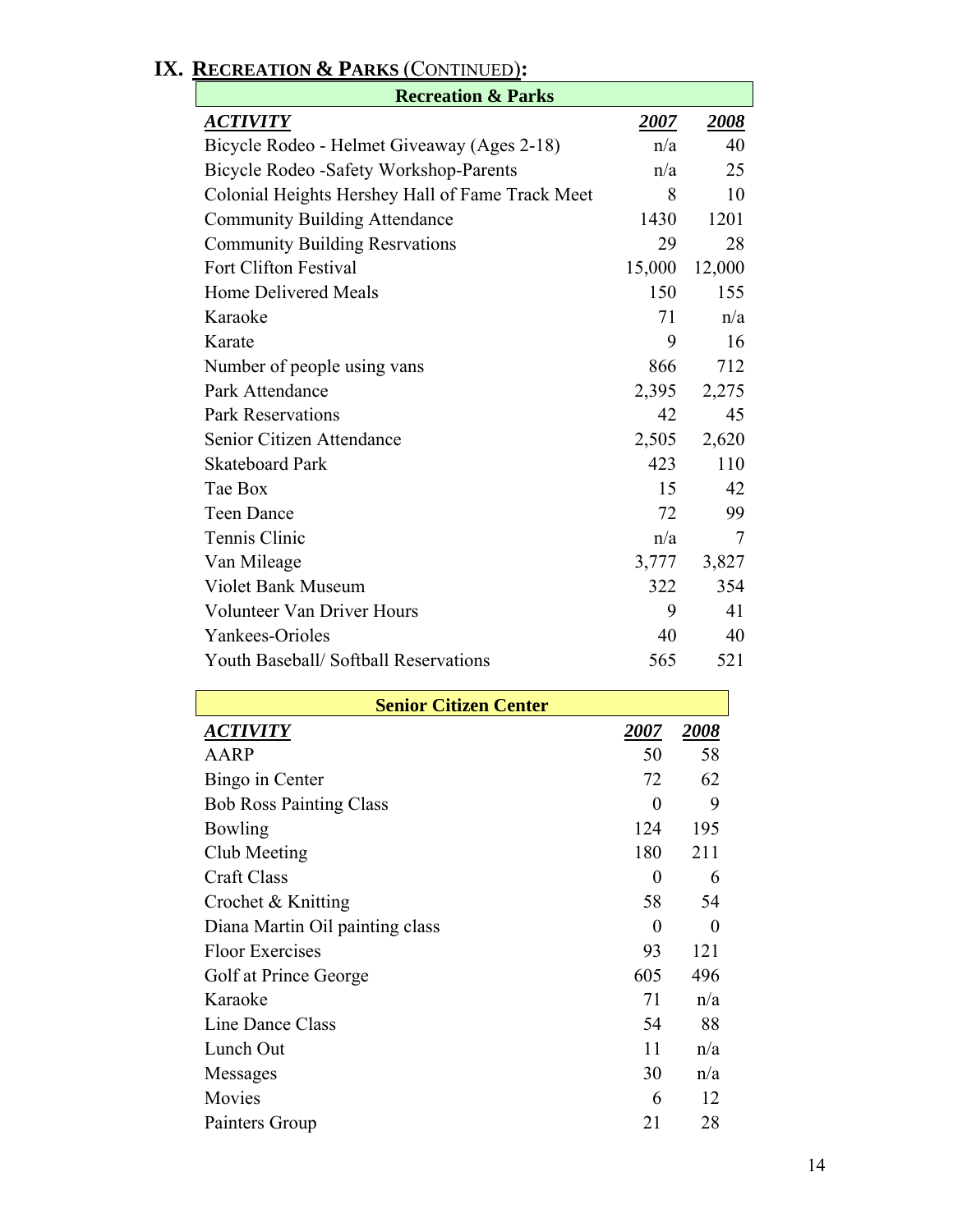# IX. Recreation & Parks (Continued):

| Recreation & Parks | | |
|---|---|---|
| ***ACTIVITY*** | ***2007*** | ***2008*** |
| Bicycle Rodeo - Helmet Giveaway (Ages 2-18) | n/a | 40 |
| Bicycle Rodeo -Safety Workshop-Parents | n/a | 25 |
| Colonial Heights Hershey Hall of Fame Track Meet | 8 | 10 |
| Community Building Attendance | 1430 | 1201 |
| Community Building Resrvations | 29 | 28 |
| Fort Clifton Festival | 15,000 | 12,000 |
| Home Delivered Meals | 150 | 155 |
| Karaoke | 71 | n/a |
| Karate | 9 | 16 |
| Number of people using vans | 866 | 712 |
| Park Attendance | 2,395 | 2,275 |
| Park Reservations | 42 | 45 |
| Senior Citizen Attendance | 2,505 | 2,620 |
| Skateboard Park | 423 | 110 |
| Tae Box | 15 | 42 |
| Teen Dance | 72 | 99 |
| Tennis Clinic | n/a | 7 |
| Van Mileage | 3,777 | 3,827 |
| Violet Bank Museum | 322 | 354 |
| Volunteer Van Driver Hours | 9 | 41 |
| Yankees-Orioles | 40 | 40 |
| Youth Baseball/ Softball Reservations | 565 | 521 |

| Senior Citizen Center | | |
|---|---|---|
| ***ACTIVITY*** | ***2007*** | ***2008*** |
| AARP | 50 | 58 |
| Bingo in Center | 72 | 62 |
| Bob Ross Painting Class | 0 | 9 |
| Bowling | 124 | 195 |
| Club Meeting | 180 | 211 |
| Craft Class | 0 | 6 |
| Crochet & Knitting | 58 | 54 |
| Diana Martin Oil painting class | 0 | 0 |
| Floor Exercises | 93 | 121 |
| Golf at Prince George | 605 | 496 |
| Karaoke | 71 | n/a |
| Line Dance Class | 54 | 88 |
| Lunch Out | 11 | n/a |
| Messages | 30 | n/a |
| Movies | 6 | 12 |
| Painters Group | 21 | 28 |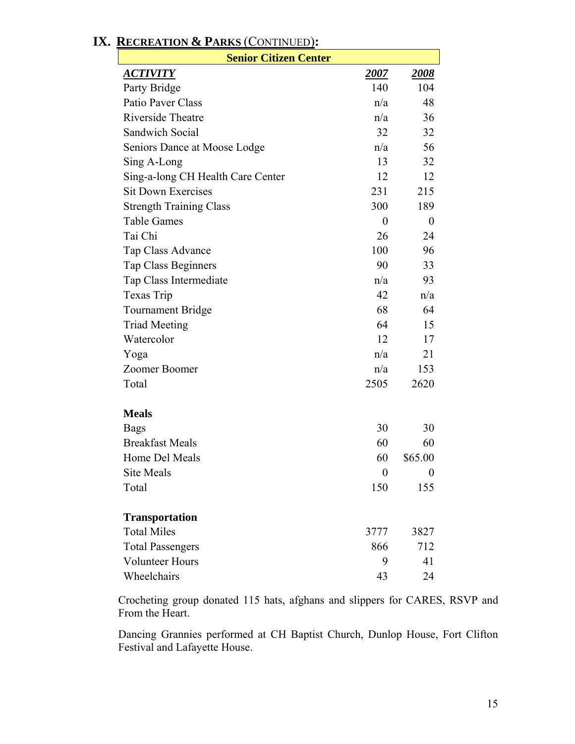## IX. RECREATION & PARKS (CONTINUED):

| Senior Citizen Center | | |
|---|---|---|
| ***ACTIVITY*** | ***2007*** | ***2008*** |
| Party Bridge | 140 | 104 |
| Patio Paver Class | n/a | 48 |
| Riverside Theatre | n/a | 36 |
| Sandwich Social | 32 | 32 |
| Seniors Dance at Moose Lodge | n/a | 56 |
| Sing A-Long | 13 | 32 |
| Sing-a-long CH Health Care Center | 12 | 12 |
| Sit Down Exercises | 231 | 215 |
| Strength Training Class | 300 | 189 |
| Table Games | 0 | 0 |
| Tai Chi | 26 | 24 |
| Tap Class Advance | 100 | 96 |
| Tap Class Beginners | 90 | 33 |
| Tap Class Intermediate | n/a | 93 |
| Texas Trip | 42 | n/a |
| Tournament Bridge | 68 | 64 |
| Triad Meeting | 64 | 15 |
| Watercolor | 12 | 17 |
| Yoga | n/a | 21 |
| Zoomer Boomer | n/a | 153 |
| Total | 2505 | 2620 |
| | | |
| **Meals** | | |
| Bags | 30 | 30 |
| Breakfast Meals | 60 | 60 |
| Home Del Meals | 60 | $65.00 |
| Site Meals | 0 | 0 |
| Total | 150 | 155 |
| | | |
| **Transportation** | | |
| Total Miles | 3777 | 3827 |
| Total Passengers | 866 | 712 |
| Volunteer Hours | 9 | 41 |
| Wheelchairs | 43 | 24 |

Crocheting group donated 115 hats, afghans and slippers for CARES, RSVP and From the Heart.

Dancing Grannies performed at CH Baptist Church, Dunlop House, Fort Clifton Festival and Lafayette House.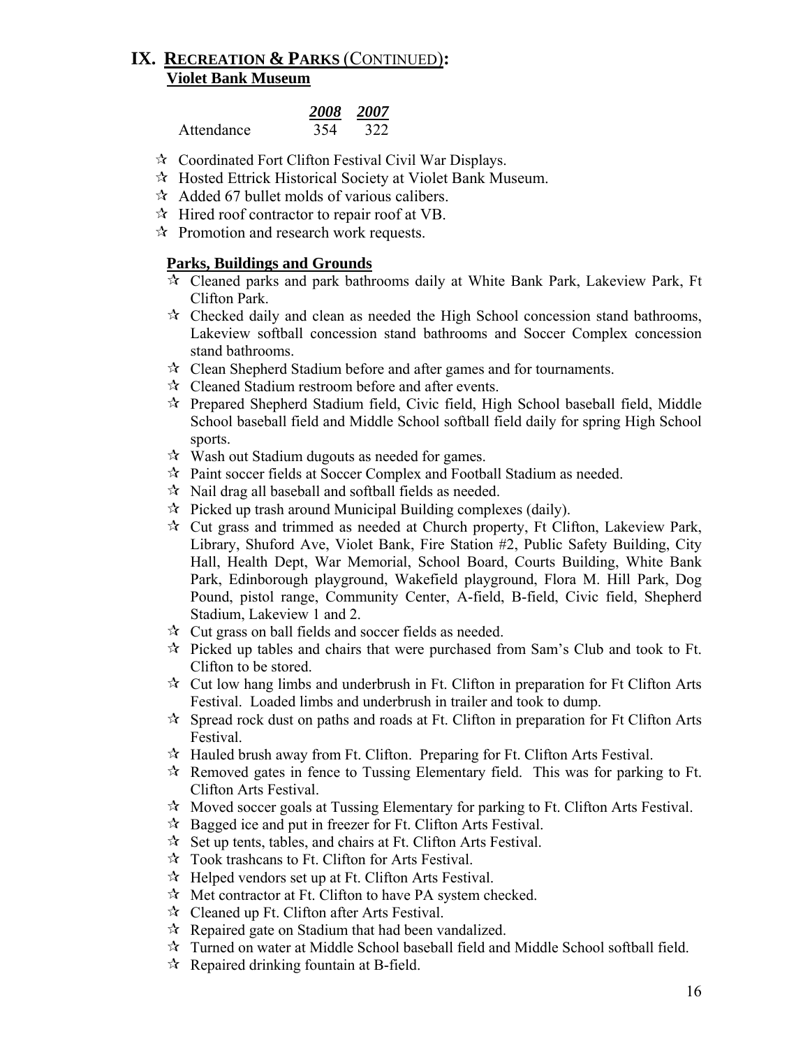## IX. RECREATION & PARKS (CONTINUED):

### Violet Bank Museum

| | *2008* | *2007* |
|---|---|---|
| Attendance | 354 | 322 |

- Coordinated Fort Clifton Festival Civil War Displays.
- Hosted Ettrick Historical Society at Violet Bank Museum.
- Added 67 bullet molds of various calibers.
- Hired roof contractor to repair roof at VB.
- Promotion and research work requests.

### Parks, Buildings and Grounds

- Cleaned parks and park bathrooms daily at White Bank Park, Lakeview Park, Ft Clifton Park.
- Checked daily and clean as needed the High School concession stand bathrooms, Lakeview softball concession stand bathrooms and Soccer Complex concession stand bathrooms.
- Clean Shepherd Stadium before and after games and for tournaments.
- Cleaned Stadium restroom before and after events.
- Prepared Shepherd Stadium field, Civic field, High School baseball field, Middle School baseball field and Middle School softball field daily for spring High School sports.
- Wash out Stadium dugouts as needed for games.
- Paint soccer fields at Soccer Complex and Football Stadium as needed.
- Nail drag all baseball and softball fields as needed.
- Picked up trash around Municipal Building complexes (daily).
- Cut grass and trimmed as needed at Church property, Ft Clifton, Lakeview Park, Library, Shuford Ave, Violet Bank, Fire Station #2, Public Safety Building, City Hall, Health Dept, War Memorial, School Board, Courts Building, White Bank Park, Edinborough playground, Wakefield playground, Flora M. Hill Park, Dog Pound, pistol range, Community Center, A-field, B-field, Civic field, Shepherd Stadium, Lakeview 1 and 2.
- Cut grass on ball fields and soccer fields as needed.
- Picked up tables and chairs that were purchased from Sam's Club and took to Ft. Clifton to be stored.
- Cut low hang limbs and underbrush in Ft. Clifton in preparation for Ft Clifton Arts Festival. Loaded limbs and underbrush in trailer and took to dump.
- Spread rock dust on paths and roads at Ft. Clifton in preparation for Ft Clifton Arts Festival.
- Hauled brush away from Ft. Clifton. Preparing for Ft. Clifton Arts Festival.
- Removed gates in fence to Tussing Elementary field. This was for parking to Ft. Clifton Arts Festival.
- Moved soccer goals at Tussing Elementary for parking to Ft. Clifton Arts Festival.
- Bagged ice and put in freezer for Ft. Clifton Arts Festival.
- Set up tents, tables, and chairs at Ft. Clifton Arts Festival.
- Took trashcans to Ft. Clifton for Arts Festival.
- Helped vendors set up at Ft. Clifton Arts Festival.
- Met contractor at Ft. Clifton to have PA system checked.
- Cleaned up Ft. Clifton after Arts Festival.
- Repaired gate on Stadium that had been vandalized.
- Turned on water at Middle School baseball field and Middle School softball field.
- Repaired drinking fountain at B-field.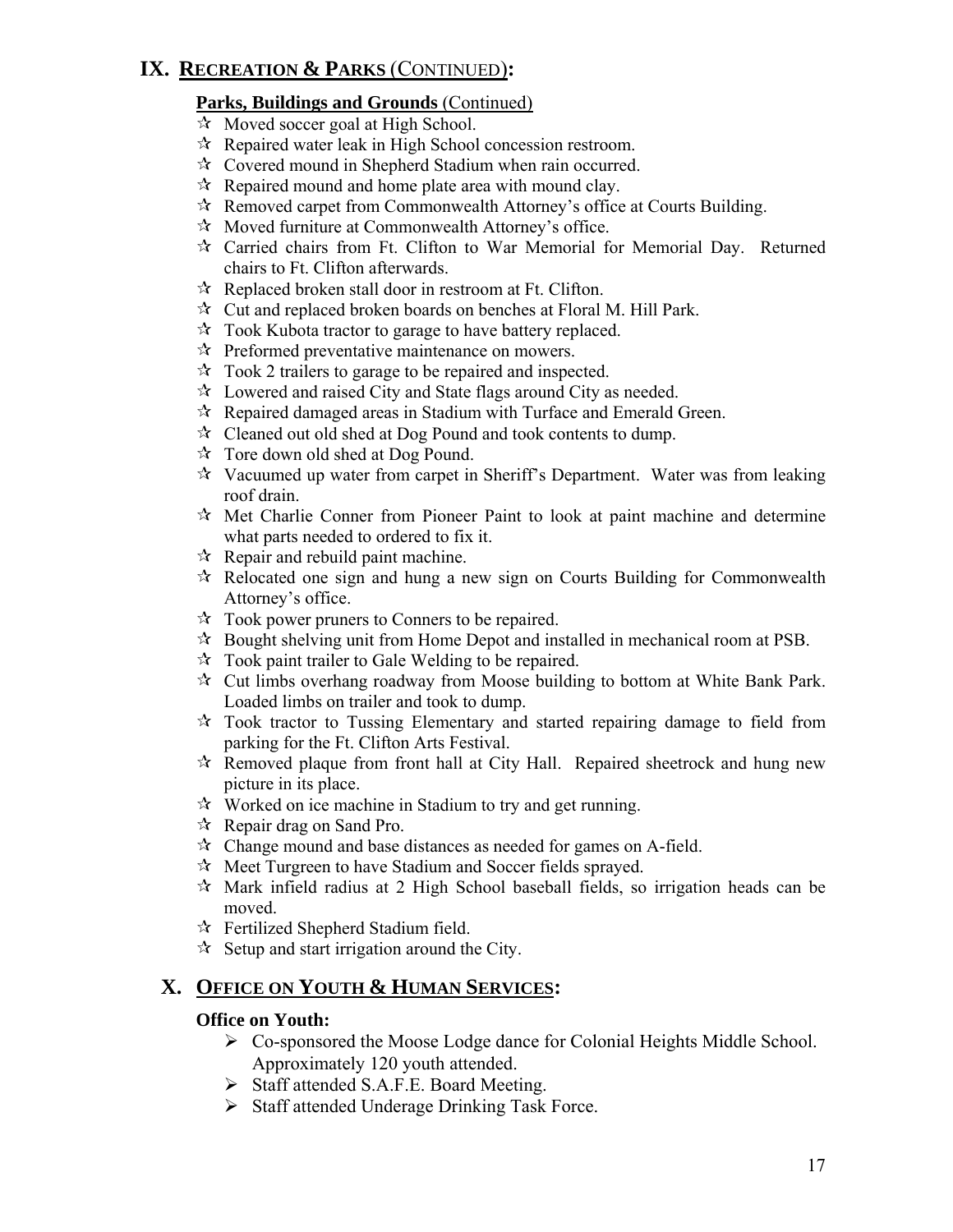## IX. RECREATION & PARKS (CONTINUED):

### Parks, Buildings and Grounds (Continued)

- ☆ Moved soccer goal at High School.
- ☆ Repaired water leak in High School concession restroom.
- ☆ Covered mound in Shepherd Stadium when rain occurred.
- ☆ Repaired mound and home plate area with mound clay.
- ☆ Removed carpet from Commonwealth Attorney's office at Courts Building.
- ☆ Moved furniture at Commonwealth Attorney's office.
- ☆ Carried chairs from Ft. Clifton to War Memorial for Memorial Day. Returned chairs to Ft. Clifton afterwards.
- ☆ Replaced broken stall door in restroom at Ft. Clifton.
- ☆ Cut and replaced broken boards on benches at Floral M. Hill Park.
- ☆ Took Kubota tractor to garage to have battery replaced.
- ☆ Preformed preventative maintenance on mowers.
- ☆ Took 2 trailers to garage to be repaired and inspected.
- ☆ Lowered and raised City and State flags around City as needed.
- ☆ Repaired damaged areas in Stadium with Turface and Emerald Green.
- ☆ Cleaned out old shed at Dog Pound and took contents to dump.
- ☆ Tore down old shed at Dog Pound.
- ☆ Vacuumed up water from carpet in Sheriff's Department. Water was from leaking roof drain.
- ☆ Met Charlie Conner from Pioneer Paint to look at paint machine and determine what parts needed to ordered to fix it.
- ☆ Repair and rebuild paint machine.
- ☆ Relocated one sign and hung a new sign on Courts Building for Commonwealth Attorney's office.
- ☆ Took power pruners to Conners to be repaired.
- ☆ Bought shelving unit from Home Depot and installed in mechanical room at PSB.
- ☆ Took paint trailer to Gale Welding to be repaired.
- ☆ Cut limbs overhang roadway from Moose building to bottom at White Bank Park. Loaded limbs on trailer and took to dump.
- ☆ Took tractor to Tussing Elementary and started repairing damage to field from parking for the Ft. Clifton Arts Festival.
- ☆ Removed plaque from front hall at City Hall. Repaired sheetrock and hung new picture in its place.
- ☆ Worked on ice machine in Stadium to try and get running.
- ☆ Repair drag on Sand Pro.
- ☆ Change mound and base distances as needed for games on A-field.
- ☆ Meet Turgreen to have Stadium and Soccer fields sprayed.
- ☆ Mark infield radius at 2 High School baseball fields, so irrigation heads can be moved.
- ☆ Fertilized Shepherd Stadium field.
- ☆ Setup and start irrigation around the City.

## X. OFFICE ON YOUTH & HUMAN SERVICES:

**Office on Youth:**

- Co-sponsored the Moose Lodge dance for Colonial Heights Middle School. Approximately 120 youth attended.
- Staff attended S.A.F.E. Board Meeting.
- Staff attended Underage Drinking Task Force.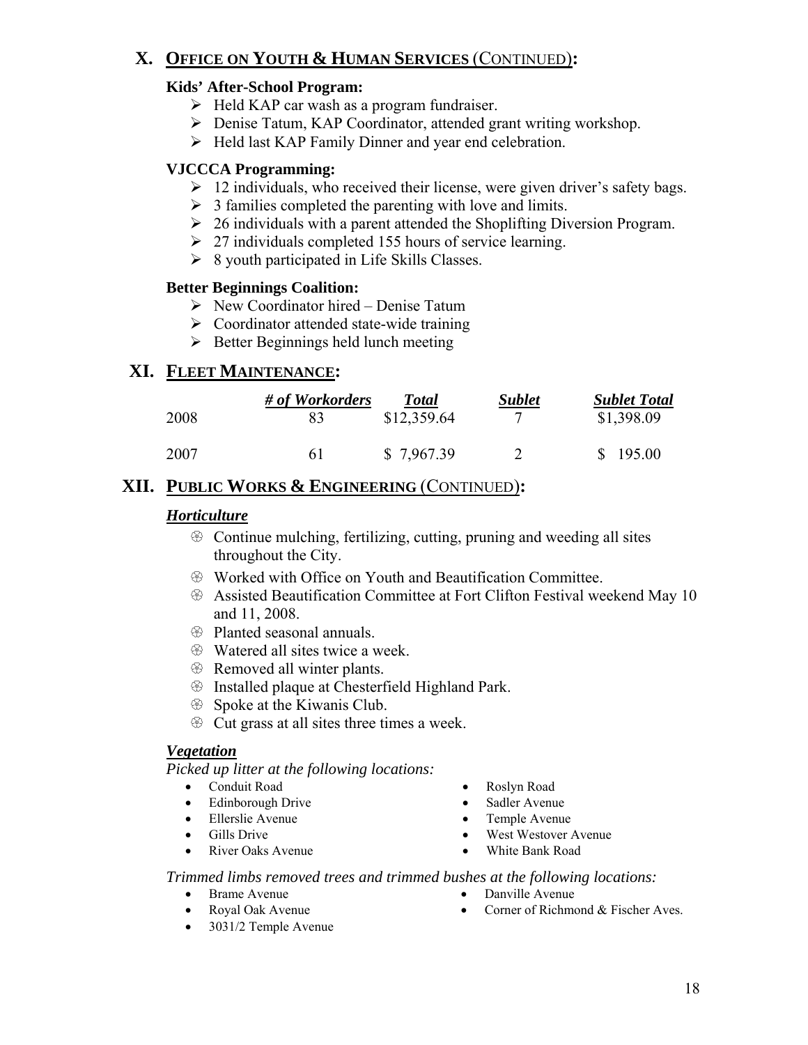## X. OFFICE ON YOUTH & HUMAN SERVICES (CONTINUED):

### Kids' After-School Program:

- Held KAP car wash as a program fundraiser.
- Denise Tatum, KAP Coordinator, attended grant writing workshop.
- Held last KAP Family Dinner and year end celebration.

### VJCCCA Programming:

- 12 individuals, who received their license, were given driver's safety bags.
- 3 families completed the parenting with love and limits.
- 26 individuals with a parent attended the Shoplifting Diversion Program.
- 27 individuals completed 155 hours of service learning.
- 8 youth participated in Life Skills Classes.

### Better Beginnings Coalition:

- New Coordinator hired – Denise Tatum
- Coordinator attended state-wide training
- Better Beginnings held lunch meeting

## XI. FLEET MAINTENANCE:

| | *# of Workorders* | *Total* | *Sublet* | *Sublet Total* |
|---|---|---|---|---|
| 2008 | 83 | $12,359.64 | 7 | $1,398.09 |
| 2007 | 61 | $ 7,967.39 | 2 | $ 195.00 |

## XII. PUBLIC WORKS & ENGINEERING (CONTINUED):

### *Horticulture*

- Continue mulching, fertilizing, cutting, pruning and weeding all sites throughout the City.
- Worked with Office on Youth and Beautification Committee.
- Assisted Beautification Committee at Fort Clifton Festival weekend May 10 and 11, 2008.
- Planted seasonal annuals.
- Watered all sites twice a week.
- Removed all winter plants.
- Installed plaque at Chesterfield Highland Park.
- Spoke at the Kiwanis Club.
- Cut grass at all sites three times a week.

### *Vegetation*

*Picked up litter at the following locations:*

- Conduit Road
- Edinborough Drive
- Ellerslie Avenue
- Gills Drive
- River Oaks Avenue
- Roslyn Road
- Sadler Avenue
- Temple Avenue
- West Westover Avenue
- White Bank Road

*Trimmed limbs removed trees and trimmed bushes at the following locations:*

- Brame Avenue
- Royal Oak Avenue
- 3031/2 Temple Avenue
- Danville Avenue
- Corner of Richmond & Fischer Aves.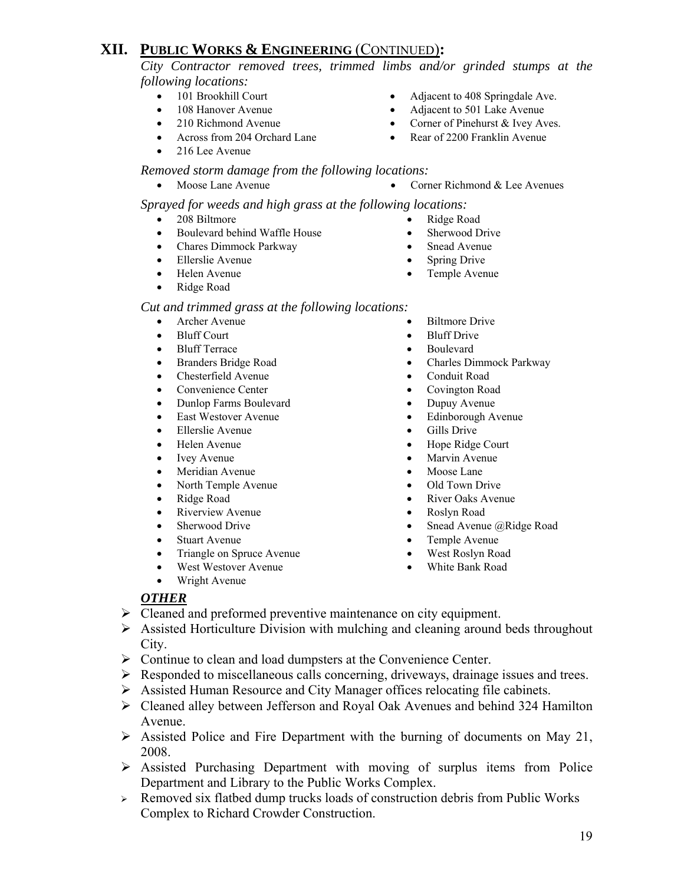## XII. PUBLIC WORKS & ENGINEERING (CONTINUED):

*City Contractor removed trees, trimmed limbs and/or grinded stumps at the following locations:*

- 101 Brookhill Court
- 108 Hanover Avenue
- 210 Richmond Avenue
- Across from 204 Orchard Lane
- 216 Lee Avenue
- Adjacent to 408 Springdale Ave.
- Adjacent to 501 Lake Avenue
- Corner of Pinehurst & Ivey Aves.
- Rear of 2200 Franklin Avenue

*Removed storm damage from the following locations:*

- Moose Lane Avenue
- Corner Richmond & Lee Avenues

*Sprayed for weeds and high grass at the following locations:*

- 208 Biltmore
- Boulevard behind Waffle House
- Chares Dimmock Parkway
- Ellerslie Avenue
- Helen Avenue
- Ridge Road
- Ridge Road
- Sherwood Drive
- Snead Avenue
- Spring Drive
- Temple Avenue

*Cut and trimmed grass at the following locations:*

- Archer Avenue
- Bluff Court
- Bluff Terrace
- Branders Bridge Road
- Chesterfield Avenue
- Convenience Center
- Dunlop Farms Boulevard
- East Westover Avenue
- Ellerslie Avenue
- Helen Avenue
- Ivey Avenue
- Meridian Avenue
- North Temple Avenue
- Ridge Road
- Riverview Avenue
- Sherwood Drive
- Stuart Avenue
- Triangle on Spruce Avenue
- West Westover Avenue
- Wright Avenue
- Biltmore Drive
- Bluff Drive
- Boulevard
- Charles Dimmock Parkway
- Conduit Road
- Covington Road
- Dupuy Avenue
- Edinborough Avenue
- Gills Drive
- Hope Ridge Court
- Marvin Avenue
- Moose Lane
- Old Town Drive
- River Oaks Avenue
- Roslyn Road
- Snead Avenue @Ridge Road
- Temple Avenue
- West Roslyn Road
- White Bank Road

***OTHER***

- Cleaned and preformed preventive maintenance on city equipment.
- Assisted Horticulture Division with mulching and cleaning around beds throughout City.
- Continue to clean and load dumpsters at the Convenience Center.
- Responded to miscellaneous calls concerning, driveways, drainage issues and trees.
- Assisted Human Resource and City Manager offices relocating file cabinets.
- Cleaned alley between Jefferson and Royal Oak Avenues and behind 324 Hamilton Avenue.
- Assisted Police and Fire Department with the burning of documents on May 21, 2008.
- Assisted Purchasing Department with moving of surplus items from Police Department and Library to the Public Works Complex.
- Removed six flatbed dump trucks loads of construction debris from Public Works Complex to Richard Crowder Construction.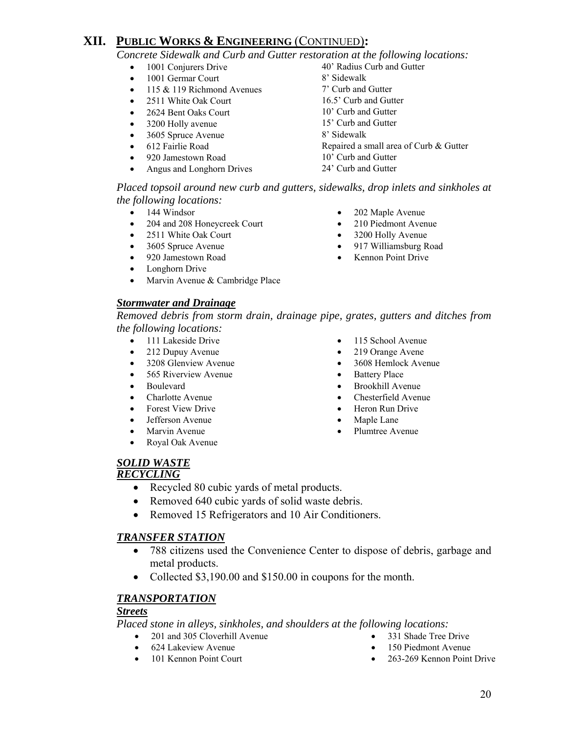## XII. PUBLIC WORKS & ENGINEERING (CONTINUED):

*Concrete Sidewalk and Curb and Gutter restoration at the following locations:*

| Location | Work |
|---|---|
| 1001 Conjurers Drive | 40' Radius Curb and Gutter |
| 1001 Germar Court | 8' Sidewalk |
| 115 & 119 Richmond Avenues | 7' Curb and Gutter |
| 2511 White Oak Court | 16.5' Curb and Gutter |
| 2624 Bent Oaks Court | 10' Curb and Gutter |
| 3200 Holly avenue | 15' Curb and Gutter |
| 3605 Spruce Avenue | 8' Sidewalk |
| 612 Fairlie Road | Repaired a small area of Curb & Gutter |
| 920 Jamestown Road | 10' Curb and Gutter |
| Angus and Longhorn Drives | 24' Curb and Gutter |

*Placed topsoil around new curb and gutters, sidewalks, drop inlets and sinkholes at the following locations:*

- 144 Windsor
- 204 and 208 Honeycreek Court
- 2511 White Oak Court
- 3605 Spruce Avenue
- 920 Jamestown Road
- Longhorn Drive
- Marvin Avenue & Cambridge Place
- 202 Maple Avenue
- 210 Piedmont Avenue
- 3200 Holly Avenue
- 917 Williamsburg Road
- Kennon Point Drive

### *Stormwater and Drainage*

*Removed debris from storm drain, drainage pipe, grates, gutters and ditches from the following locations:*

- 111 Lakeside Drive
- 212 Dupuy Avenue
- 3208 Glenview Avenue
- 565 Riverview Avenue
- Boulevard
- Charlotte Avenue
- Forest View Drive
- Jefferson Avenue
- Marvin Avenue
- Royal Oak Avenue
- 115 School Avenue
- 219 Orange Avene
- 3608 Hemlock Avenue
- Battery Place
- Brookhill Avenue
- Chesterfield Avenue
- Heron Run Drive
- Maple Lane
- Plumtree Avenue

### *SOLID WASTE*
### *RECYCLING*

- Recycled 80 cubic yards of metal products.
- Removed 640 cubic yards of solid waste debris.
- Removed 15 Refrigerators and 10 Air Conditioners.

### *TRANSFER STATION*

- 788 citizens used the Convenience Center to dispose of debris, garbage and metal products.
- Collected $3,190.00 and $150.00 in coupons for the month.

### *TRANSPORTATION*
### *Streets*

*Placed stone in alleys, sinkholes, and shoulders at the following locations:*

- 201 and 305 Cloverhill Avenue
- 624 Lakeview Avenue
- 101 Kennon Point Court
- 331 Shade Tree Drive
- 150 Piedmont Avenue
- 263-269 Kennon Point Drive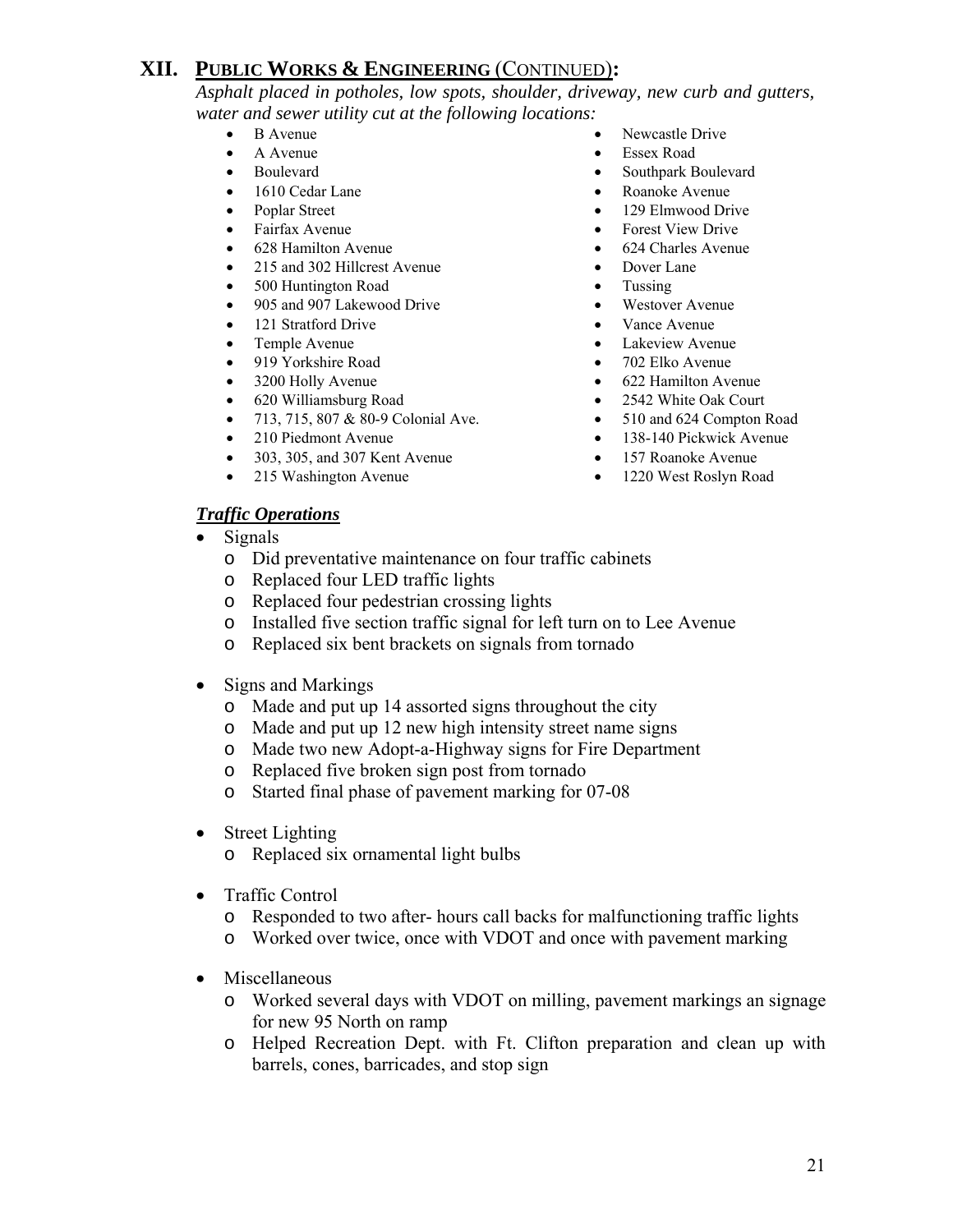## XII. PUBLIC WORKS & ENGINEERING (CONTINUED):

*Asphalt placed in potholes, low spots, shoulder, driveway, new curb and gutters, water and sewer utility cut at the following locations:*

- B Avenue
- A Avenue
- Boulevard
- 1610 Cedar Lane
- Poplar Street
- Fairfax Avenue
- 628 Hamilton Avenue
- 215 and 302 Hillcrest Avenue
- 500 Huntington Road
- 905 and 907 Lakewood Drive
- 121 Stratford Drive
- Temple Avenue
- 919 Yorkshire Road
- 3200 Holly Avenue
- 620 Williamsburg Road
- 713, 715, 807 & 80-9 Colonial Ave.
- 210 Piedmont Avenue
- 303, 305, and 307 Kent Avenue
- 215 Washington Avenue
- Newcastle Drive
- Essex Road
- Southpark Boulevard
- Roanoke Avenue
- 129 Elmwood Drive
- Forest View Drive
- 624 Charles Avenue
- Dover Lane
- Tussing
- Westover Avenue
- Vance Avenue
- Lakeview Avenue
- 702 Elko Avenue
- 622 Hamilton Avenue
- 2542 White Oak Court
- 510 and 624 Compton Road
- 138-140 Pickwick Avenue
- 157 Roanoke Avenue
- 1220 West Roslyn Road

***Traffic Operations***

- Signals
  - Did preventative maintenance on four traffic cabinets
  - Replaced four LED traffic lights
  - Replaced four pedestrian crossing lights
  - Installed five section traffic signal for left turn on to Lee Avenue
  - Replaced six bent brackets on signals from tornado

- Signs and Markings
  - Made and put up 14 assorted signs throughout the city
  - Made and put up 12 new high intensity street name signs
  - Made two new Adopt-a-Highway signs for Fire Department
  - Replaced five broken sign post from tornado
  - Started final phase of pavement marking for 07-08

- Street Lighting
  - Replaced six ornamental light bulbs

- Traffic Control
  - Responded to two after- hours call backs for malfunctioning traffic lights
  - Worked over twice, once with VDOT and once with pavement marking

- Miscellaneous
  - Worked several days with VDOT on milling, pavement markings an signage for new 95 North on ramp
  - Helped Recreation Dept. with Ft. Clifton preparation and clean up with barrels, cones, barricades, and stop sign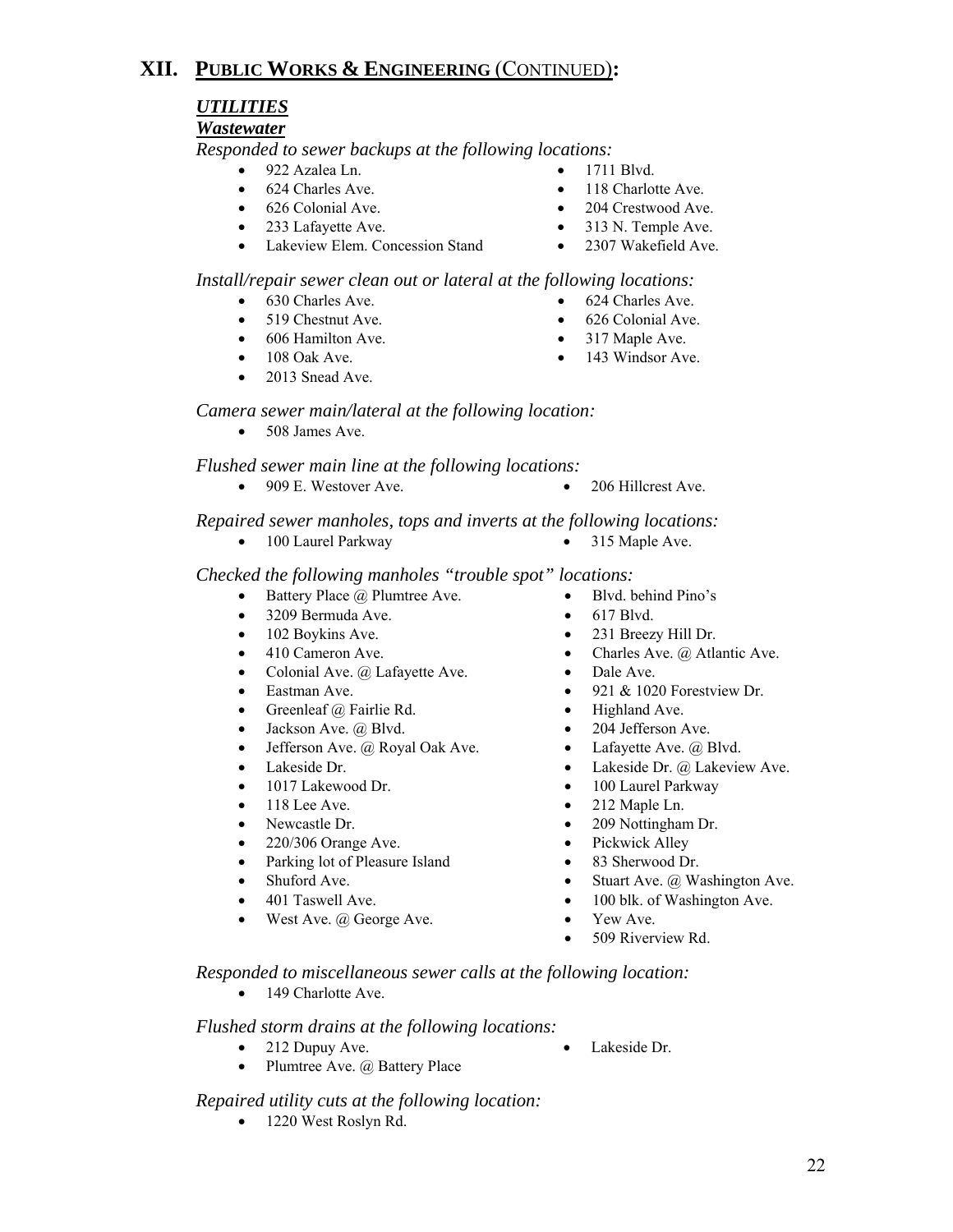## XII. PUBLIC WORKS & ENGINEERING (CONTINUED):

### *UTILITIES*

#### *Wastewater*

*Responded to sewer backups at the following locations:*

- 922 Azalea Ln.
- 624 Charles Ave.
- 626 Colonial Ave.
- 233 Lafayette Ave.
- Lakeview Elem. Concession Stand
- 1711 Blvd.
- 118 Charlotte Ave.
- 204 Crestwood Ave.
- 313 N. Temple Ave.
- 2307 Wakefield Ave.

*Install/repair sewer clean out or lateral at the following locations:*

- 630 Charles Ave.
- 519 Chestnut Ave.
- 606 Hamilton Ave.
- 108 Oak Ave.
- 2013 Snead Ave.
- 624 Charles Ave.
- 626 Colonial Ave.
- 317 Maple Ave.
- 143 Windsor Ave.

*Camera sewer main/lateral at the following location:*

- 508 James Ave.

*Flushed sewer main line at the following locations:*

- 909 E. Westover Ave.
- 206 Hillcrest Ave.

*Repaired sewer manholes, tops and inverts at the following locations:*

- 100 Laurel Parkway
- 315 Maple Ave.

*Checked the following manholes "trouble spot" locations:*

- Battery Place @ Plumtree Ave.
- 3209 Bermuda Ave.
- 102 Boykins Ave.
- 410 Cameron Ave.
- Colonial Ave. @ Lafayette Ave.
- Eastman Ave.
- Greenleaf @ Fairlie Rd.
- Jackson Ave. @ Blvd.
- Jefferson Ave. @ Royal Oak Ave.
- Lakeside Dr.
- 1017 Lakewood Dr.
- 118 Lee Ave.
- Newcastle Dr.
- 220/306 Orange Ave.
- Parking lot of Pleasure Island
- Shuford Ave.
- 401 Taswell Ave.
- West Ave. @ George Ave.
- Blvd. behind Pino's
- 617 Blvd.
- 231 Breezy Hill Dr.
- Charles Ave. @ Atlantic Ave.
- Dale Ave.
- 921 & 1020 Forestview Dr.
- Highland Ave.
- 204 Jefferson Ave.
- Lafayette Ave. @ Blvd.
- Lakeside Dr. @ Lakeview Ave.
- 100 Laurel Parkway
- 212 Maple Ln.
- 209 Nottingham Dr.
- Pickwick Alley
- 83 Sherwood Dr.
- Stuart Ave. @ Washington Ave.
- 100 blk. of Washington Ave.
- Yew Ave.
- 509 Riverview Rd.

*Responded to miscellaneous sewer calls at the following location:*

- 149 Charlotte Ave.

*Flushed storm drains at the following locations:*

- 212 Dupuy Ave.
- Plumtree Ave. @ Battery Place
- Lakeside Dr.

*Repaired utility cuts at the following location:*

- 1220 West Roslyn Rd.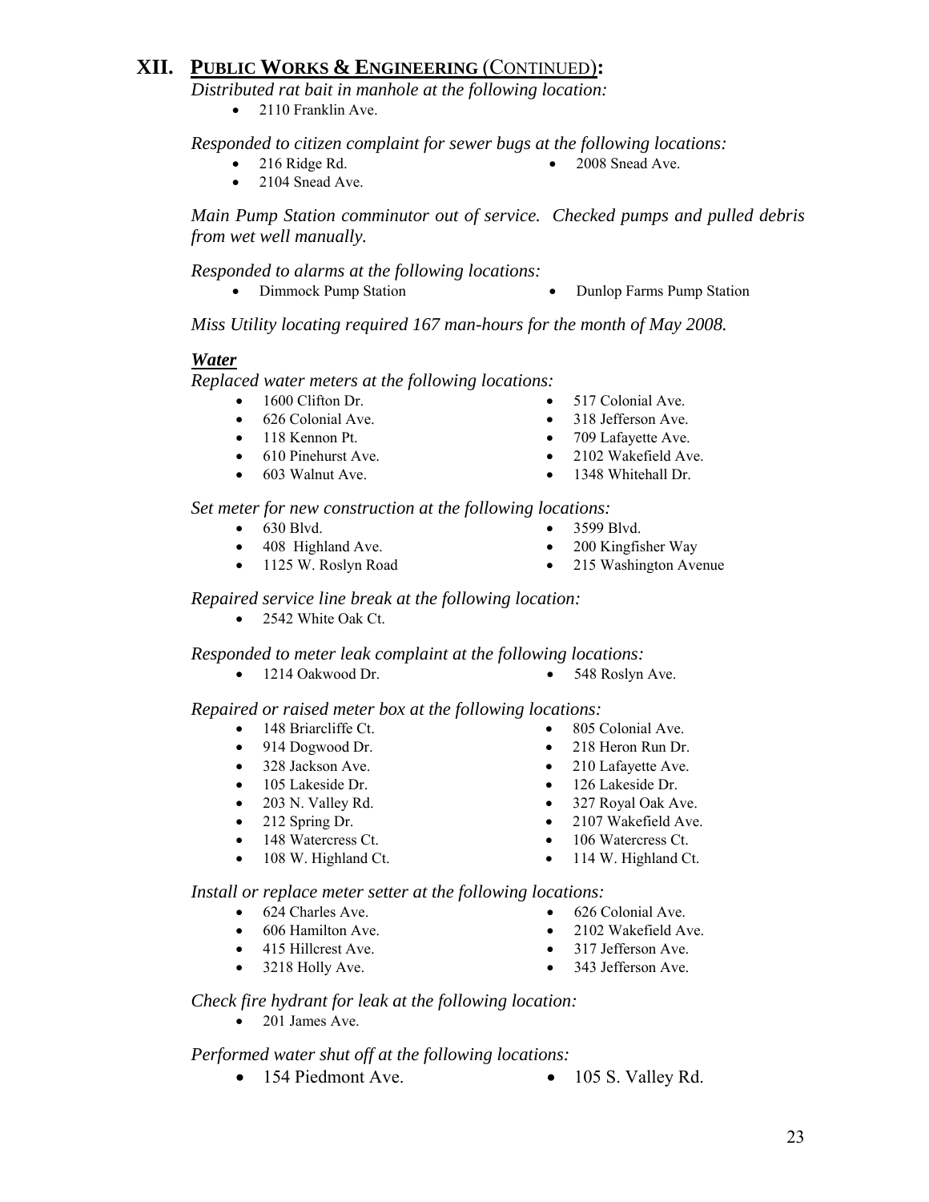# XII. PUBLIC WORKS & ENGINEERING (CONTINUED):

*Distributed rat bait in manhole at the following location:*

- 2110 Franklin Ave.

*Responded to citizen complaint for sewer bugs at the following locations:*

- 216 Ridge Rd.
- 2008 Snead Ave.
- 2104 Snead Ave.

*Main Pump Station comminutor out of service. Checked pumps and pulled debris from wet well manually.*

*Responded to alarms at the following locations:*

- Dimmock Pump Station
- Dunlop Farms Pump Station

*Miss Utility locating required 167 man-hours for the month of May 2008.*

### ***Water***

*Replaced water meters at the following locations:*

- 1600 Clifton Dr.
- 517 Colonial Ave.
- 626 Colonial Ave.
- 318 Jefferson Ave.
- 118 Kennon Pt.
- 709 Lafayette Ave.
- 610 Pinehurst Ave.
- 2102 Wakefield Ave.
- 603 Walnut Ave.
- 1348 Whitehall Dr.

*Set meter for new construction at the following locations:*

- 630 Blvd.
- 3599 Blvd.
- 408 Highland Ave.
- 200 Kingfisher Way
- 1125 W. Roslyn Road
- 215 Washington Avenue

*Repaired service line break at the following location:*

- 2542 White Oak Ct.

*Responded to meter leak complaint at the following locations:*

- 1214 Oakwood Dr.
- 548 Roslyn Ave.

*Repaired or raised meter box at the following locations:*

- 148 Briarcliffe Ct.
- 805 Colonial Ave.
- 914 Dogwood Dr.
- 218 Heron Run Dr.
- 328 Jackson Ave.
- 210 Lafayette Ave.
- 105 Lakeside Dr.
- 126 Lakeside Dr.
- 203 N. Valley Rd.
- 327 Royal Oak Ave.
- 212 Spring Dr.
- 2107 Wakefield Ave.
- 148 Watercress Ct.
- 106 Watercress Ct.
- 108 W. Highland Ct.
- 114 W. Highland Ct.

*Install or replace meter setter at the following locations:*

- 624 Charles Ave.
- 626 Colonial Ave.
- 606 Hamilton Ave.
- 2102 Wakefield Ave.
- 415 Hillcrest Ave.
- 317 Jefferson Ave.
- 3218 Holly Ave.
- 343 Jefferson Ave.

*Check fire hydrant for leak at the following location:*

- 201 James Ave.

*Performed water shut off at the following locations:*

- 154 Piedmont Ave.
- 105 S. Valley Rd.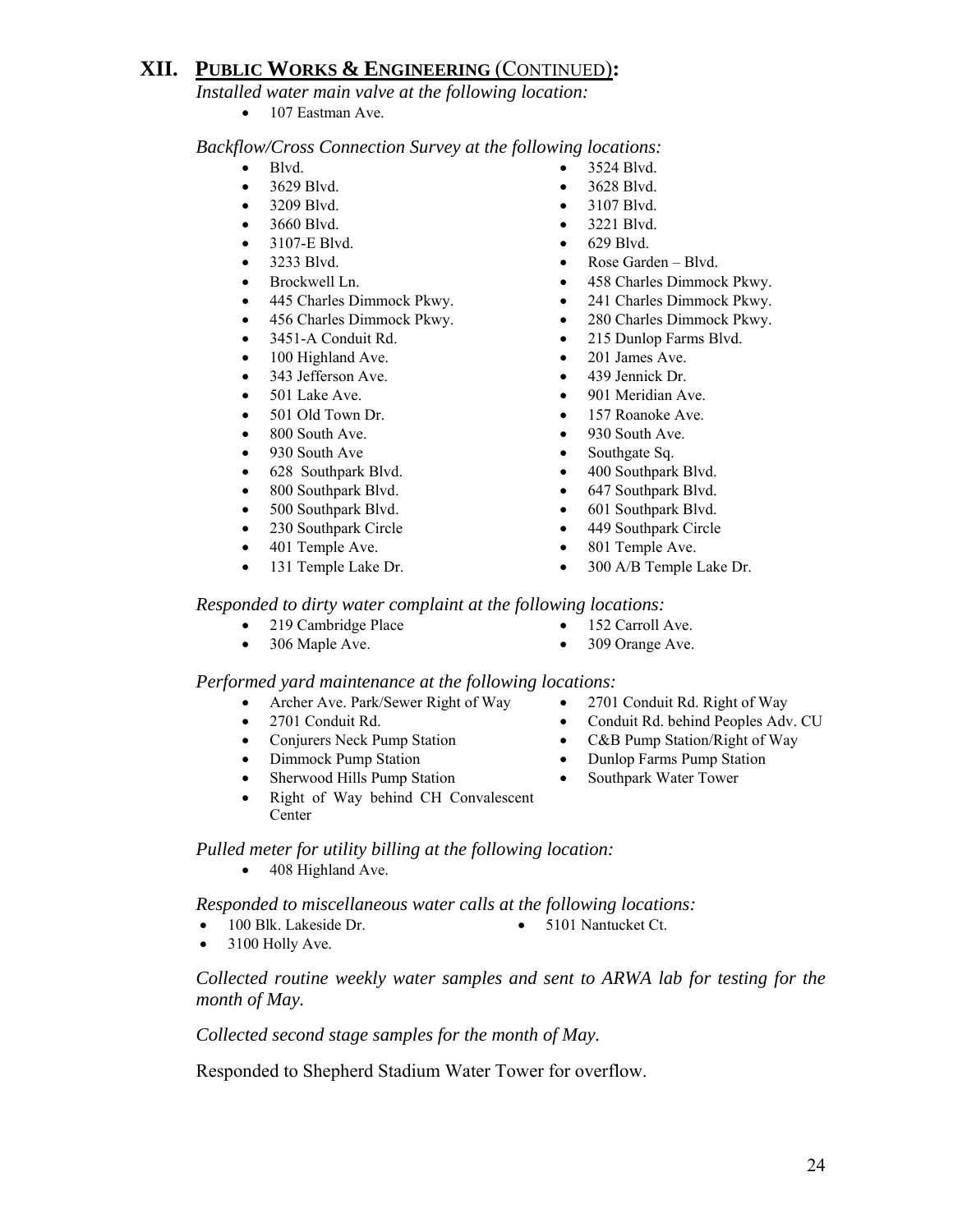## XII. PUBLIC WORKS & ENGINEERING (CONTINUED):

*Installed water main valve at the following location:*

- 107 Eastman Ave.

*Backflow/Cross Connection Survey at the following locations:*

- Blvd.
- 3524 Blvd.
- 3629 Blvd.
- 3628 Blvd.
- 3209 Blvd.
- 3107 Blvd.
- 3660 Blvd.
- 3221 Blvd.
- 3107-E Blvd.
- 629 Blvd.
- 3233 Blvd.
- Rose Garden – Blvd.
- Brockwell Ln.
- 458 Charles Dimmock Pkwy.
- 445 Charles Dimmock Pkwy.
- 241 Charles Dimmock Pkwy.
- 456 Charles Dimmock Pkwy.
- 280 Charles Dimmock Pkwy.
- 3451-A Conduit Rd.
- 215 Dunlop Farms Blvd.
- 100 Highland Ave.
- 201 James Ave.
- 343 Jefferson Ave.
- 439 Jennick Dr.
- 501 Lake Ave.
- 901 Meridian Ave.
- 501 Old Town Dr.
- 157 Roanoke Ave.
- 800 South Ave.
- 930 South Ave.
- 930 South Ave
- Southgate Sq.
- 628 Southpark Blvd.
- 400 Southpark Blvd.
- 800 Southpark Blvd.
- 647 Southpark Blvd.
- 500 Southpark Blvd.
- 601 Southpark Blvd.
- 230 Southpark Circle
- 449 Southpark Circle
- 401 Temple Ave.
- 801 Temple Ave.
- 131 Temple Lake Dr.
- 300 A/B Temple Lake Dr.

*Responded to dirty water complaint at the following locations:*

- 219 Cambridge Place
- 152 Carroll Ave.
- 306 Maple Ave.
- 309 Orange Ave.

*Performed yard maintenance at the following locations:*

- Archer Ave. Park/Sewer Right of Way
- 2701 Conduit Rd. Right of Way
- 2701 Conduit Rd.
- Conduit Rd. behind Peoples Adv. CU
- Conjurers Neck Pump Station
- C&B Pump Station/Right of Way
- Dimmock Pump Station
- Dunlop Farms Pump Station
- Sherwood Hills Pump Station
- Southpark Water Tower
- Right of Way behind CH Convalescent Center

*Pulled meter for utility billing at the following location:*

- 408 Highland Ave.

*Responded to miscellaneous water calls at the following locations:*

- 100 Blk. Lakeside Dr.
- 5101 Nantucket Ct.
- 3100 Holly Ave.

*Collected routine weekly water samples and sent to ARWA lab for testing for the month of May.*

*Collected second stage samples for the month of May.*

Responded to Shepherd Stadium Water Tower for overflow.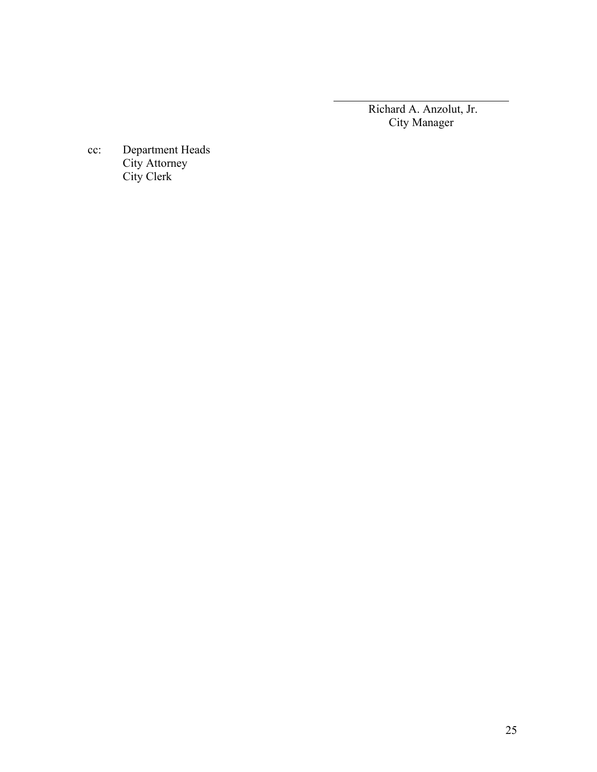\_\_\_\_\_\_\_\_\_\_\_\_\_\_\_\_\_\_\_\_\_\_\_\_\_\_\_\_\_\_

Richard A. Anzolut, Jr.
City Manager

cc: Department Heads
City Attorney
City Clerk